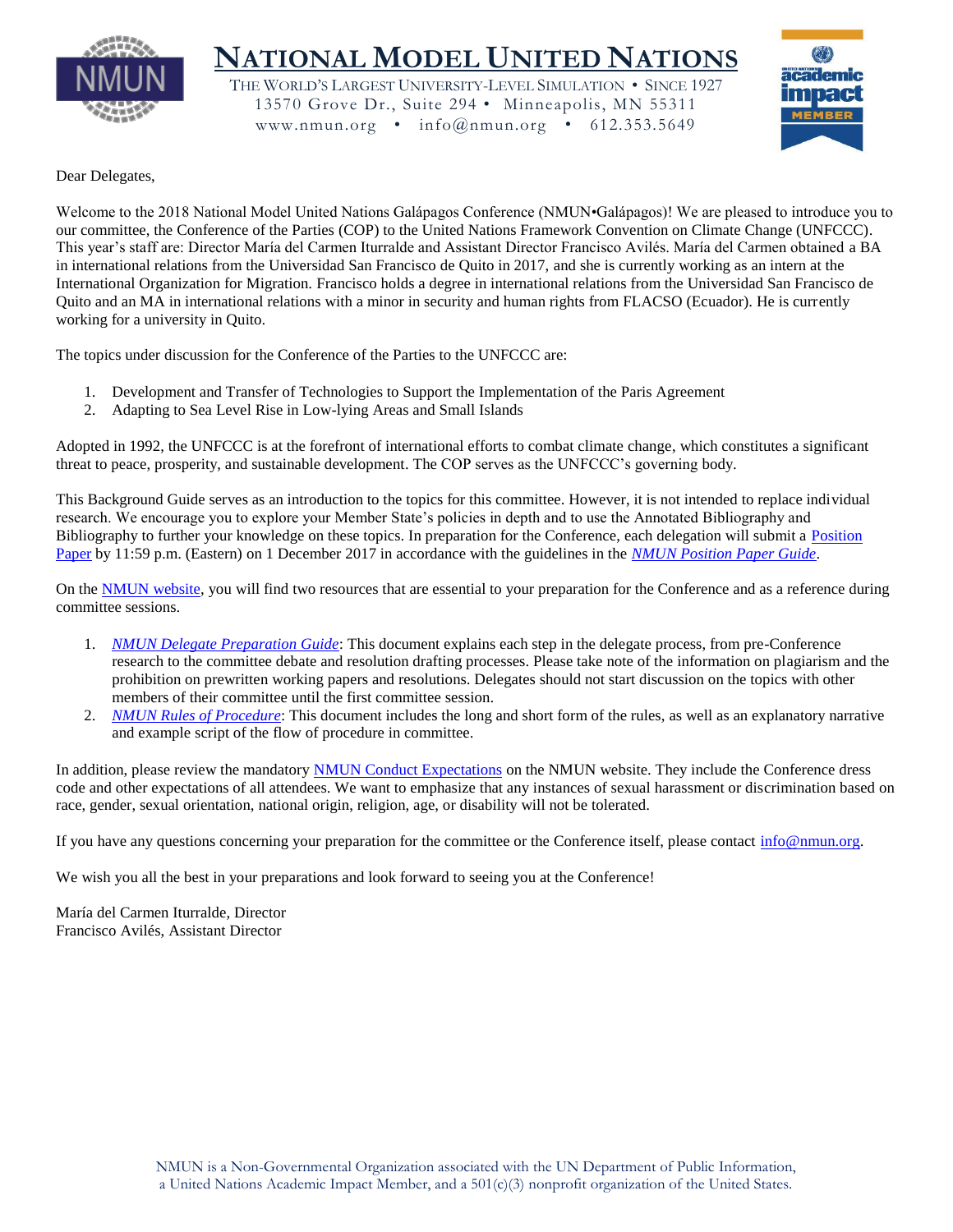# NATIONAL MODEL UNITED NATIONS

THE WORLD'S LARGEST UNIVERSITY-LEVEL SIMULATION • SINCE 1927
13570 Grove Dr., Suite 294 • Minneapolis, MN 55311
www.nmun.org • info@nmun.org • 612.353.5649

Dear Delegates,

Welcome to the 2018 National Model United Nations Galápagos Conference (NMUN•Galápagos)! We are pleased to introduce you to our committee, the Conference of the Parties (COP) to the United Nations Framework Convention on Climate Change (UNFCCC). This year's staff are: Director María del Carmen Iturralde and Assistant Director Francisco Avilés. María del Carmen obtained a BA in international relations from the Universidad San Francisco de Quito in 2017, and she is currently working as an intern at the International Organization for Migration. Francisco holds a degree in international relations from the Universidad San Francisco de Quito and an MA in international relations with a minor in security and human rights from FLACSO (Ecuador). He is currently working for a university in Quito.

The topics under discussion for the Conference of the Parties to the UNFCCC are:

1. Development and Transfer of Technologies to Support the Implementation of the Paris Agreement
2. Adapting to Sea Level Rise in Low-lying Areas and Small Islands

Adopted in 1992, the UNFCCC is at the forefront of international efforts to combat climate change, which constitutes a significant threat to peace, prosperity, and sustainable development. The COP serves as the UNFCCC's governing body.

This Background Guide serves as an introduction to the topics for this committee. However, it is not intended to replace individual research. We encourage you to explore your Member State's policies in depth and to use the Annotated Bibliography and Bibliography to further your knowledge on these topics. In preparation for the Conference, each delegation will submit a Position Paper by 11:59 p.m. (Eastern) on 1 December 2017 in accordance with the guidelines in the *NMUN Position Paper Guide*.

On the NMUN website, you will find two resources that are essential to your preparation for the Conference and as a reference during committee sessions.

1. *NMUN Delegate Preparation Guide*: This document explains each step in the delegate process, from pre-Conference research to the committee debate and resolution drafting processes. Please take note of the information on plagiarism and the prohibition on prewritten working papers and resolutions. Delegates should not start discussion on the topics with other members of their committee until the first committee session.
2. *NMUN Rules of Procedure*: This document includes the long and short form of the rules, as well as an explanatory narrative and example script of the flow of procedure in committee.

In addition, please review the mandatory NMUN Conduct Expectations on the NMUN website. They include the Conference dress code and other expectations of all attendees. We want to emphasize that any instances of sexual harassment or discrimination based on race, gender, sexual orientation, national origin, religion, age, or disability will not be tolerated.

If you have any questions concerning your preparation for the committee or the Conference itself, please contact info@nmun.org.

We wish you all the best in your preparations and look forward to seeing you at the Conference!

María del Carmen Iturralde, Director
Francisco Avilés, Assistant Director

NMUN is a Non-Governmental Organization associated with the UN Department of Public Information, a United Nations Academic Impact Member, and a 501(c)(3) nonprofit organization of the United States.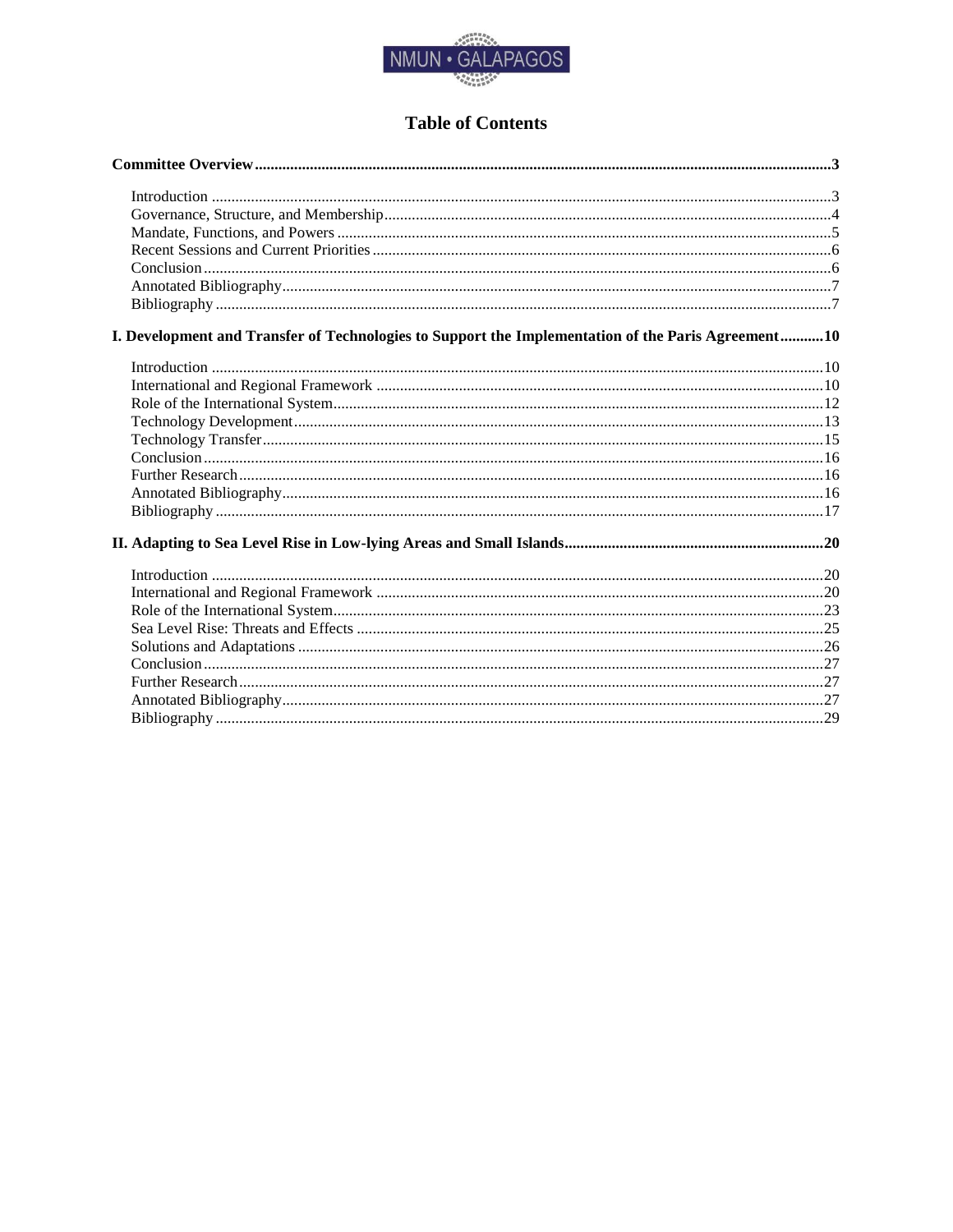# Table of Contents

**Committee Overview** ....... **3**

- Introduction ....... 3
- Governance, Structure, and Membership ....... 4
- Mandate, Functions, and Powers ....... 5
- Recent Sessions and Current Priorities ....... 6
- Conclusion ....... 6
- Annotated Bibliography ....... 7
- Bibliography ....... 7

**I. Development and Transfer of Technologies to Support the Implementation of the Paris Agreement** ....... **10**

- Introduction ....... 10
- International and Regional Framework ....... 10
- Role of the International System ....... 12
- Technology Development ....... 13
- Technology Transfer ....... 15
- Conclusion ....... 16
- Further Research ....... 16
- Annotated Bibliography ....... 16
- Bibliography ....... 17

**II. Adapting to Sea Level Rise in Low-lying Areas and Small Islands** ....... **20**

- Introduction ....... 20
- International and Regional Framework ....... 20
- Role of the International System ....... 23
- Sea Level Rise: Threats and Effects ....... 25
- Solutions and Adaptations ....... 26
- Conclusion ....... 27
- Further Research ....... 27
- Annotated Bibliography ....... 27
- Bibliography ....... 29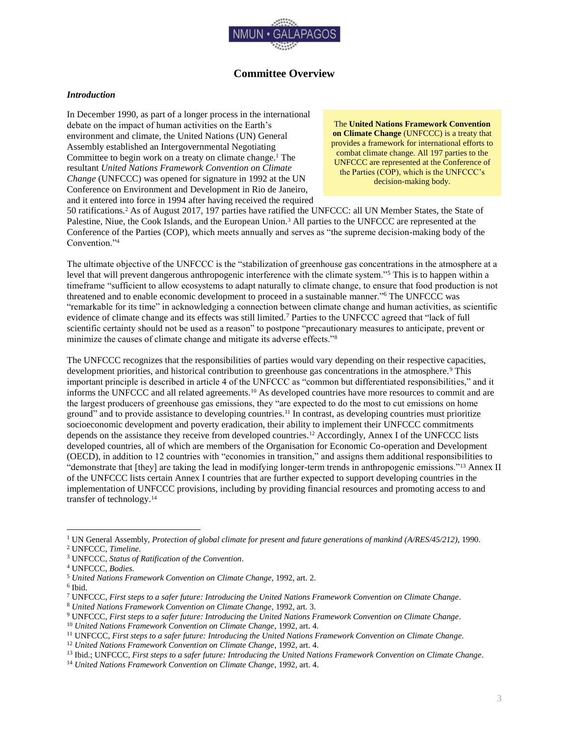## Committee Overview

### *Introduction*

> The **United Nations Framework Convention on Climate Change** (UNFCCC) is a treaty that provides a framework for international efforts to combat climate change. All 197 parties to the UNFCCC are represented at the Conference of the Parties (COP), which is the UNFCCC's decision-making body.

In December 1990, as part of a longer process in the international debate on the impact of human activities on the Earth's environment and climate, the United Nations (UN) General Assembly established an Intergovernmental Negotiating Committee to begin work on a treaty on climate change.[1] The resultant *United Nations Framework Convention on Climate Change* (UNFCCC) was opened for signature in 1992 at the UN Conference on Environment and Development in Rio de Janeiro, and it entered into force in 1994 after having received the required 50 ratifications.[2] As of August 2017, 197 parties have ratified the UNFCCC: all UN Member States, the State of Palestine, Niue, the Cook Islands, and the European Union.[3] All parties to the UNFCCC are represented at the Conference of the Parties (COP), which meets annually and serves as "the supreme decision-making body of the Convention."[4]

The ultimate objective of the UNFCCC is the "stabilization of greenhouse gas concentrations in the atmosphere at a level that will prevent dangerous anthropogenic interference with the climate system."[5] This is to happen within a timeframe "sufficient to allow ecosystems to adapt naturally to climate change, to ensure that food production is not threatened and to enable economic development to proceed in a sustainable manner."[6] The UNFCCC was "remarkable for its time" in acknowledging a connection between climate change and human activities, as scientific evidence of climate change and its effects was still limited.[7] Parties to the UNFCCC agreed that "lack of full scientific certainty should not be used as a reason" to postpone "precautionary measures to anticipate, prevent or minimize the causes of climate change and mitigate its adverse effects."[8]

The UNFCCC recognizes that the responsibilities of parties would vary depending on their respective capacities, development priorities, and historical contribution to greenhouse gas concentrations in the atmosphere.[9] This important principle is described in article 4 of the UNFCCC as "common but differentiated responsibilities," and it informs the UNFCCC and all related agreements.[10] As developed countries have more resources to commit and are the largest producers of greenhouse gas emissions, they "are expected to do the most to cut emissions on home ground" and to provide assistance to developing countries.[11] In contrast, as developing countries must prioritize socioeconomic development and poverty eradication, their ability to implement their UNFCCC commitments depends on the assistance they receive from developed countries.[12] Accordingly, Annex I of the UNFCCC lists developed countries, all of which are members of the Organisation for Economic Co-operation and Development (OECD), in addition to 12 countries with "economies in transition," and assigns them additional responsibilities to "demonstrate that [they] are taking the lead in modifying longer-term trends in anthropogenic emissions."[13] Annex II of the UNFCCC lists certain Annex I countries that are further expected to support developing countries in the implementation of UNFCCC provisions, including by providing financial resources and promoting access to and transfer of technology.[14]

---

[1] UN General Assembly, *Protection of global climate for present and future generations of mankind (A/RES/45/212)*, 1990.
[2] UNFCCC, *Timeline*.
[3] UNFCCC, *Status of Ratification of the Convention*.
[4] UNFCCC, *Bodies*.
[5] *United Nations Framework Convention on Climate Change*, 1992, art. 2.
[6] Ibid.
[7] UNFCCC, *First steps to a safer future: Introducing the United Nations Framework Convention on Climate Change*.
[8] *United Nations Framework Convention on Climate Change*, 1992, art. 3.
[9] UNFCCC, *First steps to a safer future: Introducing the United Nations Framework Convention on Climate Change*.
[10] *United Nations Framework Convention on Climate Change*, 1992, art. 4.
[11] UNFCCC, *First steps to a safer future: Introducing the United Nations Framework Convention on Climate Change*.
[12] *United Nations Framework Convention on Climate Change*, 1992, art. 4.
[13] Ibid.; UNFCCC, *First steps to a safer future: Introducing the United Nations Framework Convention on Climate Change*.
[14] *United Nations Framework Convention on Climate Change*, 1992, art. 4.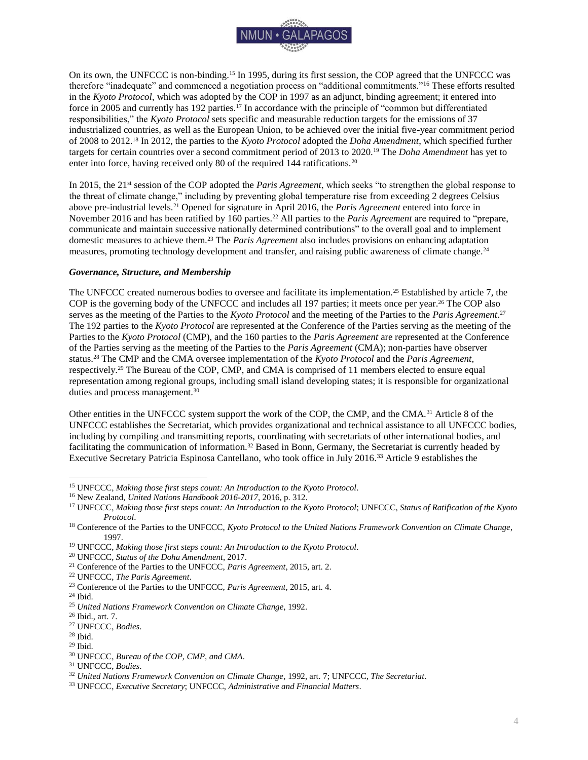On its own, the UNFCCC is non-binding.[15] In 1995, during its first session, the COP agreed that the UNFCCC was therefore "inadequate" and commenced a negotiation process on "additional commitments."[16] These efforts resulted in the *Kyoto Protocol*, which was adopted by the COP in 1997 as an adjunct, binding agreement; it entered into force in 2005 and currently has 192 parties.[17] In accordance with the principle of "common but differentiated responsibilities," the *Kyoto Protocol* sets specific and measurable reduction targets for the emissions of 37 industrialized countries, as well as the European Union, to be achieved over the initial five-year commitment period of 2008 to 2012.[18] In 2012, the parties to the *Kyoto Protocol* adopted the *Doha Amendment*, which specified further targets for certain countries over a second commitment period of 2013 to 2020.[19] The *Doha Amendment* has yet to enter into force, having received only 80 of the required 144 ratifications.[20]

In 2015, the 21st session of the COP adopted the *Paris Agreement*, which seeks "to strengthen the global response to the threat of climate change," including by preventing global temperature rise from exceeding 2 degrees Celsius above pre-industrial levels.[21] Opened for signature in April 2016, the *Paris Agreement* entered into force in November 2016 and has been ratified by 160 parties.[22] All parties to the *Paris Agreement* are required to "prepare, communicate and maintain successive nationally determined contributions" to the overall goal and to implement domestic measures to achieve them.[23] The *Paris Agreement* also includes provisions on enhancing adaptation measures, promoting technology development and transfer, and raising public awareness of climate change.[24]

***Governance, Structure, and Membership***

The UNFCCC created numerous bodies to oversee and facilitate its implementation.[25] Established by article 7, the COP is the governing body of the UNFCCC and includes all 197 parties; it meets once per year.[26] The COP also serves as the meeting of the Parties to the *Kyoto Protocol* and the meeting of the Parties to the *Paris Agreement*.[27] The 192 parties to the *Kyoto Protocol* are represented at the Conference of the Parties serving as the meeting of the Parties to the *Kyoto Protocol* (CMP), and the 160 parties to the *Paris Agreement* are represented at the Conference of the Parties serving as the meeting of the Parties to the *Paris Agreement* (CMA); non-parties have observer status.[28] The CMP and the CMA oversee implementation of the *Kyoto Protocol* and the *Paris Agreement*, respectively.[29] The Bureau of the COP, CMP, and CMA is comprised of 11 members elected to ensure equal representation among regional groups, including small island developing states; it is responsible for organizational duties and process management.[30]

Other entities in the UNFCCC system support the work of the COP, the CMP, and the CMA.[31] Article 8 of the UNFCCC establishes the Secretariat, which provides organizational and technical assistance to all UNFCCC bodies, including by compiling and transmitting reports, coordinating with secretariats of other international bodies, and facilitating the communication of information.[32] Based in Bonn, Germany, the Secretariat is currently headed by Executive Secretary Patricia Espinosa Cantellano, who took office in July 2016.[33] Article 9 establishes the

---

[15] UNFCCC, *Making those first steps count: An Introduction to the Kyoto Protocol*.
[16] New Zealand, *United Nations Handbook 2016-2017*, 2016, p. 312.
[17] UNFCCC, *Making those first steps count: An Introduction to the Kyoto Protocol*; UNFCCC, *Status of Ratification of the Kyoto Protocol*.
[18] Conference of the Parties to the UNFCCC, *Kyoto Protocol to the United Nations Framework Convention on Climate Change*, 1997.
[19] UNFCCC, *Making those first steps count: An Introduction to the Kyoto Protocol*.
[20] UNFCCC, *Status of the Doha Amendment*, 2017.
[21] Conference of the Parties to the UNFCCC, *Paris Agreement*, 2015, art. 2.
[22] UNFCCC, *The Paris Agreement*.
[23] Conference of the Parties to the UNFCCC, *Paris Agreement*, 2015, art. 4.
[24] Ibid.
[25] *United Nations Framework Convention on Climate Change*, 1992.
[26] Ibid., art. 7.
[27] UNFCCC, *Bodies*.
[28] Ibid.
[29] Ibid.
[30] UNFCCC, *Bureau of the COP, CMP, and CMA*.
[31] UNFCCC, *Bodies*.
[32] *United Nations Framework Convention on Climate Change*, 1992, art. 7; UNFCCC, *The Secretariat*.
[33] UNFCCC, *Executive Secretary*; UNFCCC, *Administrative and Financial Matters*.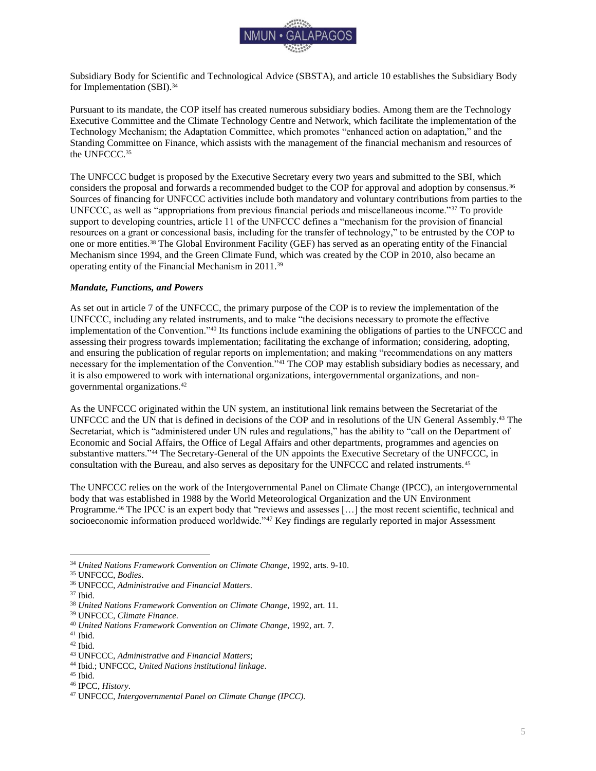Subsidiary Body for Scientific and Technological Advice (SBSTA), and article 10 establishes the Subsidiary Body for Implementation (SBI).[34]

Pursuant to its mandate, the COP itself has created numerous subsidiary bodies. Among them are the Technology Executive Committee and the Climate Technology Centre and Network, which facilitate the implementation of the Technology Mechanism; the Adaptation Committee, which promotes "enhanced action on adaptation," and the Standing Committee on Finance, which assists with the management of the financial mechanism and resources of the UNFCCC.[35]

The UNFCCC budget is proposed by the Executive Secretary every two years and submitted to the SBI, which considers the proposal and forwards a recommended budget to the COP for approval and adoption by consensus.[36] Sources of financing for UNFCCC activities include both mandatory and voluntary contributions from parties to the UNFCCC, as well as "appropriations from previous financial periods and miscellaneous income."[37] To provide support to developing countries, article 11 of the UNFCCC defines a "mechanism for the provision of financial resources on a grant or concessional basis, including for the transfer of technology," to be entrusted by the COP to one or more entities.[38] The Global Environment Facility (GEF) has served as an operating entity of the Financial Mechanism since 1994, and the Green Climate Fund, which was created by the COP in 2010, also became an operating entity of the Financial Mechanism in 2011.[39]

### *Mandate, Functions, and Powers*

As set out in article 7 of the UNFCCC, the primary purpose of the COP is to review the implementation of the UNFCCC, including any related instruments, and to make "the decisions necessary to promote the effective implementation of the Convention."[40] Its functions include examining the obligations of parties to the UNFCCC and assessing their progress towards implementation; facilitating the exchange of information; considering, adopting, and ensuring the publication of regular reports on implementation; and making "recommendations on any matters necessary for the implementation of the Convention."[41] The COP may establish subsidiary bodies as necessary, and it is also empowered to work with international organizations, intergovernmental organizations, and non-governmental organizations.[42]

As the UNFCCC originated within the UN system, an institutional link remains between the Secretariat of the UNFCCC and the UN that is defined in decisions of the COP and in resolutions of the UN General Assembly.[43] The Secretariat, which is "administered under UN rules and regulations," has the ability to "call on the Department of Economic and Social Affairs, the Office of Legal Affairs and other departments, programmes and agencies on substantive matters."[44] The Secretary-General of the UN appoints the Executive Secretary of the UNFCCC, in consultation with the Bureau, and also serves as depositary for the UNFCCC and related instruments.[45]

The UNFCCC relies on the work of the Intergovernmental Panel on Climate Change (IPCC), an intergovernmental body that was established in 1988 by the World Meteorological Organization and the UN Environment Programme.[46] The IPCC is an expert body that "reviews and assesses […] the most recent scientific, technical and socioeconomic information produced worldwide."[47] Key findings are regularly reported in major Assessment

---

[34] *United Nations Framework Convention on Climate Change*, 1992, arts. 9-10.
[35] UNFCCC, *Bodies*.
[36] UNFCCC, *Administrative and Financial Matters*.
[37] Ibid.
[38] *United Nations Framework Convention on Climate Change*, 1992, art. 11.
[39] UNFCCC, *Climate Finance*.
[40] *United Nations Framework Convention on Climate Change*, 1992, art. 7.
[41] Ibid.
[42] Ibid.
[43] UNFCCC, *Administrative and Financial Matters*;
[44] Ibid.; UNFCCC, *United Nations institutional linkage*.
[45] Ibid.
[46] IPCC, *History*.
[47] UNFCCC, *Intergovernmental Panel on Climate Change (IPCC).*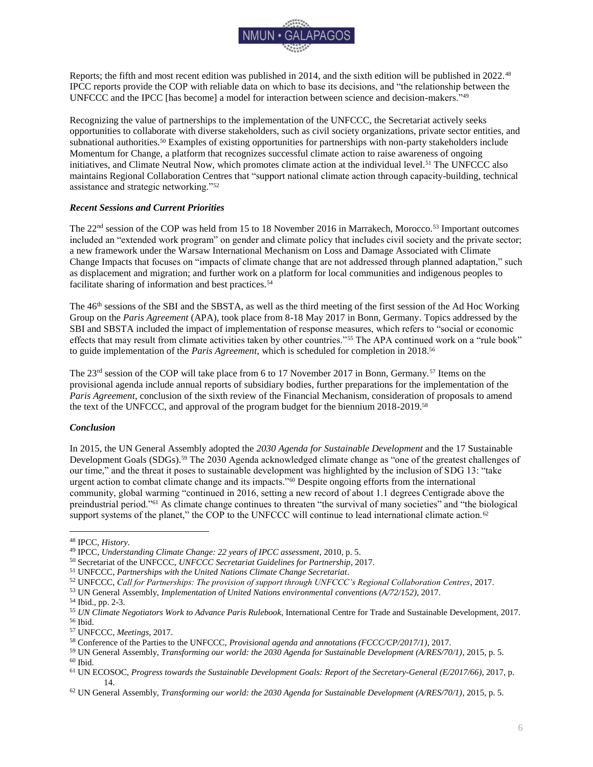Reports; the fifth and most recent edition was published in 2014, and the sixth edition will be published in 2022.[48] IPCC reports provide the COP with reliable data on which to base its decisions, and "the relationship between the UNFCCC and the IPCC [has become] a model for interaction between science and decision-makers."[49]

Recognizing the value of partnerships to the implementation of the UNFCCC, the Secretariat actively seeks opportunities to collaborate with diverse stakeholders, such as civil society organizations, private sector entities, and subnational authorities.[50] Examples of existing opportunities for partnerships with non-party stakeholders include Momentum for Change, a platform that recognizes successful climate action to raise awareness of ongoing initiatives, and Climate Neutral Now, which promotes climate action at the individual level.[51] The UNFCCC also maintains Regional Collaboration Centres that "support national climate action through capacity-building, technical assistance and strategic networking."[52]

### *Recent Sessions and Current Priorities*

The 22nd session of the COP was held from 15 to 18 November 2016 in Marrakech, Morocco.[53] Important outcomes included an "extended work program" on gender and climate policy that includes civil society and the private sector; a new framework under the Warsaw International Mechanism on Loss and Damage Associated with Climate Change Impacts that focuses on "impacts of climate change that are not addressed through planned adaptation," such as displacement and migration; and further work on a platform for local communities and indigenous peoples to facilitate sharing of information and best practices.[54]

The 46th sessions of the SBI and the SBSTA, as well as the third meeting of the first session of the Ad Hoc Working Group on the *Paris Agreement* (APA), took place from 8-18 May 2017 in Bonn, Germany. Topics addressed by the SBI and SBSTA included the impact of implementation of response measures, which refers to "social or economic effects that may result from climate activities taken by other countries."[55] The APA continued work on a "rule book" to guide implementation of the *Paris Agreement*, which is scheduled for completion in 2018.[56]

The 23rd session of the COP will take place from 6 to 17 November 2017 in Bonn, Germany.[57] Items on the provisional agenda include annual reports of subsidiary bodies, further preparations for the implementation of the *Paris Agreement*, conclusion of the sixth review of the Financial Mechanism, consideration of proposals to amend the text of the UNFCCC, and approval of the program budget for the biennium 2018-2019.[58]

### *Conclusion*

In 2015, the UN General Assembly adopted the *2030 Agenda for Sustainable Development* and the 17 Sustainable Development Goals (SDGs).[59] The 2030 Agenda acknowledged climate change as "one of the greatest challenges of our time," and the threat it poses to sustainable development was highlighted by the inclusion of SDG 13: "take urgent action to combat climate change and its impacts."[60] Despite ongoing efforts from the international community, global warming "continued in 2016, setting a new record of about 1.1 degrees Centigrade above the preindustrial period."[61] As climate change continues to threaten "the survival of many societies" and "the biological support systems of the planet," the COP to the UNFCCC will continue to lead international climate action.[62]

---

[48] IPCC, *History*.
[49] IPCC, *Understanding Climate Change: 22 years of IPCC assessment*, 2010, p. 5.
[50] Secretariat of the UNFCCC, *UNFCCC Secretariat Guidelines for Partnership*, 2017.
[51] UNFCCC, *Partnerships with the United Nations Climate Change Secretariat*.
[52] UNFCCC, *Call for Partnerships: The provision of support through UNFCCC's Regional Collaboration Centres*, 2017.
[53] UN General Assembly, *Implementation of United Nations environmental conventions (A/72/152)*, 2017.
[54] Ibid., pp. 2-3.
[55] *UN Climate Negotiators Work to Advance Paris Rulebook*, International Centre for Trade and Sustainable Development, 2017.
[56] Ibid.
[57] UNFCCC, *Meetings*, 2017.
[58] Conference of the Parties to the UNFCCC, *Provisional agenda and annotations (FCCC/CP/2017/1)*, 2017.
[59] UN General Assembly, *Transforming our world: the 2030 Agenda for Sustainable Development (A/RES/70/1)*, 2015, p. 5.
[60] Ibid.
[61] UN ECOSOC, *Progress towards the Sustainable Development Goals: Report of the Secretary-General (E/2017/66)*, 2017, p. 14.
[62] UN General Assembly, *Transforming our world: the 2030 Agenda for Sustainable Development (A/RES/70/1)*, 2015, p. 5.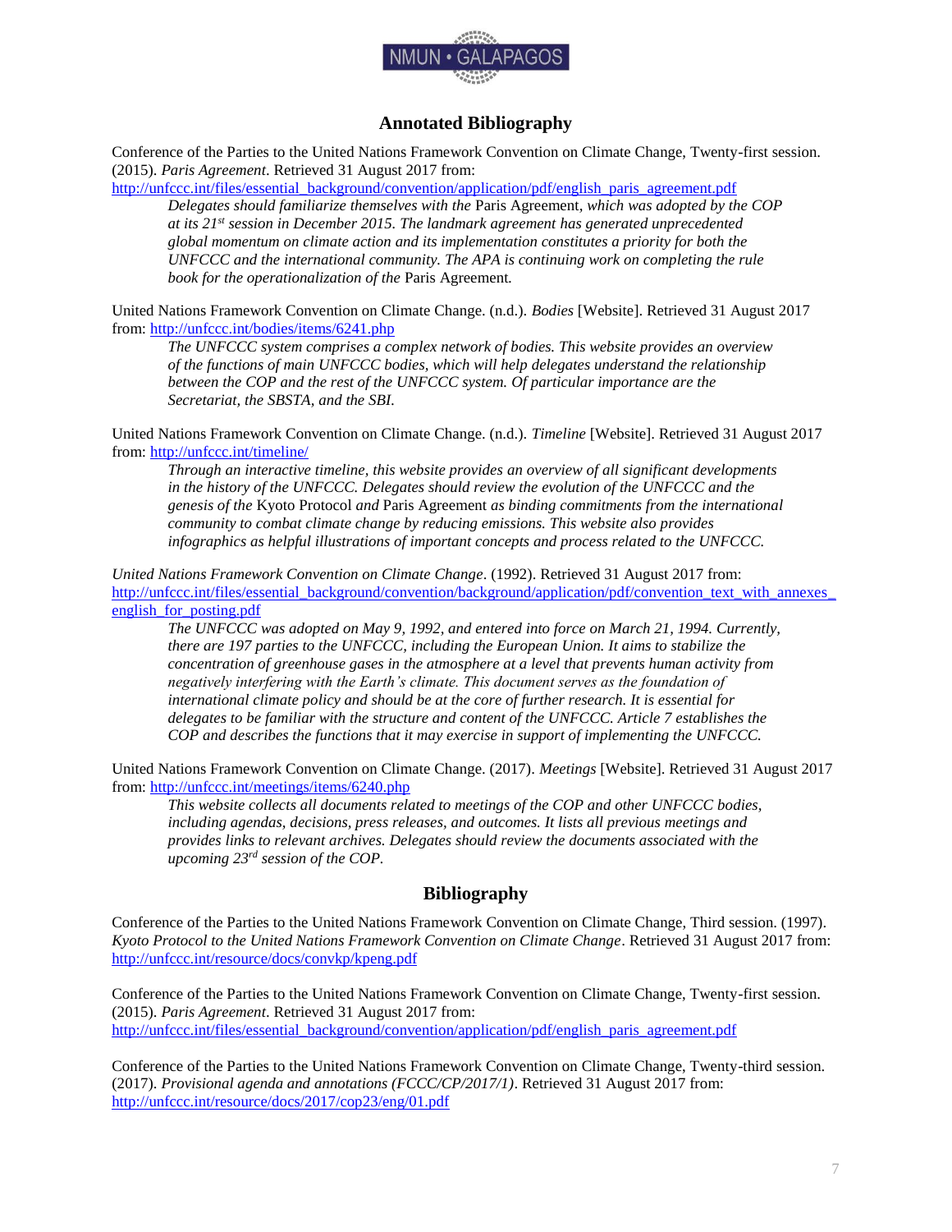## Annotated Bibliography

Conference of the Parties to the United Nations Framework Convention on Climate Change, Twenty-first session. (2015). *Paris Agreement*. Retrieved 31 August 2017 from: http://unfccc.int/files/essential_background/convention/application/pdf/english_paris_agreement.pdf

> *Delegates should familiarize themselves with the* Paris Agreement*, which was adopted by the COP at its 21st session in December 2015. The landmark agreement has generated unprecedented global momentum on climate action and its implementation constitutes a priority for both the UNFCCC and the international community. The APA is continuing work on completing the rule book for the operationalization of the* Paris Agreement*.*

United Nations Framework Convention on Climate Change. (n.d.). *Bodies* [Website]. Retrieved 31 August 2017 from: http://unfccc.int/bodies/items/6241.php

> *The UNFCCC system comprises a complex network of bodies. This website provides an overview of the functions of main UNFCCC bodies, which will help delegates understand the relationship between the COP and the rest of the UNFCCC system. Of particular importance are the Secretariat, the SBSTA, and the SBI.*

United Nations Framework Convention on Climate Change. (n.d.). *Timeline* [Website]. Retrieved 31 August 2017 from: http://unfccc.int/timeline/

> *Through an interactive timeline, this website provides an overview of all significant developments in the history of the UNFCCC. Delegates should review the evolution of the UNFCCC and the genesis of the* Kyoto Protocol *and* Paris Agreement *as binding commitments from the international community to combat climate change by reducing emissions. This website also provides infographics as helpful illustrations of important concepts and process related to the UNFCCC.*

*United Nations Framework Convention on Climate Change*. (1992). Retrieved 31 August 2017 from: http://unfccc.int/files/essential_background/convention/background/application/pdf/convention_text_with_annexes_english_for_posting.pdf

> *The UNFCCC was adopted on May 9, 1992, and entered into force on March 21, 1994. Currently, there are 197 parties to the UNFCCC, including the European Union. It aims to stabilize the concentration of greenhouse gases in the atmosphere at a level that prevents human activity from negatively interfering with the Earth's climate. This document serves as the foundation of international climate policy and should be at the core of further research. It is essential for delegates to be familiar with the structure and content of the UNFCCC. Article 7 establishes the COP and describes the functions that it may exercise in support of implementing the UNFCCC.*

United Nations Framework Convention on Climate Change. (2017). *Meetings* [Website]. Retrieved 31 August 2017 from: http://unfccc.int/meetings/items/6240.php

> *This website collects all documents related to meetings of the COP and other UNFCCC bodies, including agendas, decisions, press releases, and outcomes. It lists all previous meetings and provides links to relevant archives. Delegates should review the documents associated with the upcoming 23rd session of the COP.*

## Bibliography

Conference of the Parties to the United Nations Framework Convention on Climate Change, Third session. (1997). *Kyoto Protocol to the United Nations Framework Convention on Climate Change*. Retrieved 31 August 2017 from: http://unfccc.int/resource/docs/convkp/kpeng.pdf

Conference of the Parties to the United Nations Framework Convention on Climate Change, Twenty-first session. (2015). *Paris Agreement*. Retrieved 31 August 2017 from: http://unfccc.int/files/essential_background/convention/application/pdf/english_paris_agreement.pdf

Conference of the Parties to the United Nations Framework Convention on Climate Change, Twenty-third session. (2017). *Provisional agenda and annotations (FCCC/CP/2017/1)*. Retrieved 31 August 2017 from: http://unfccc.int/resource/docs/2017/cop23/eng/01.pdf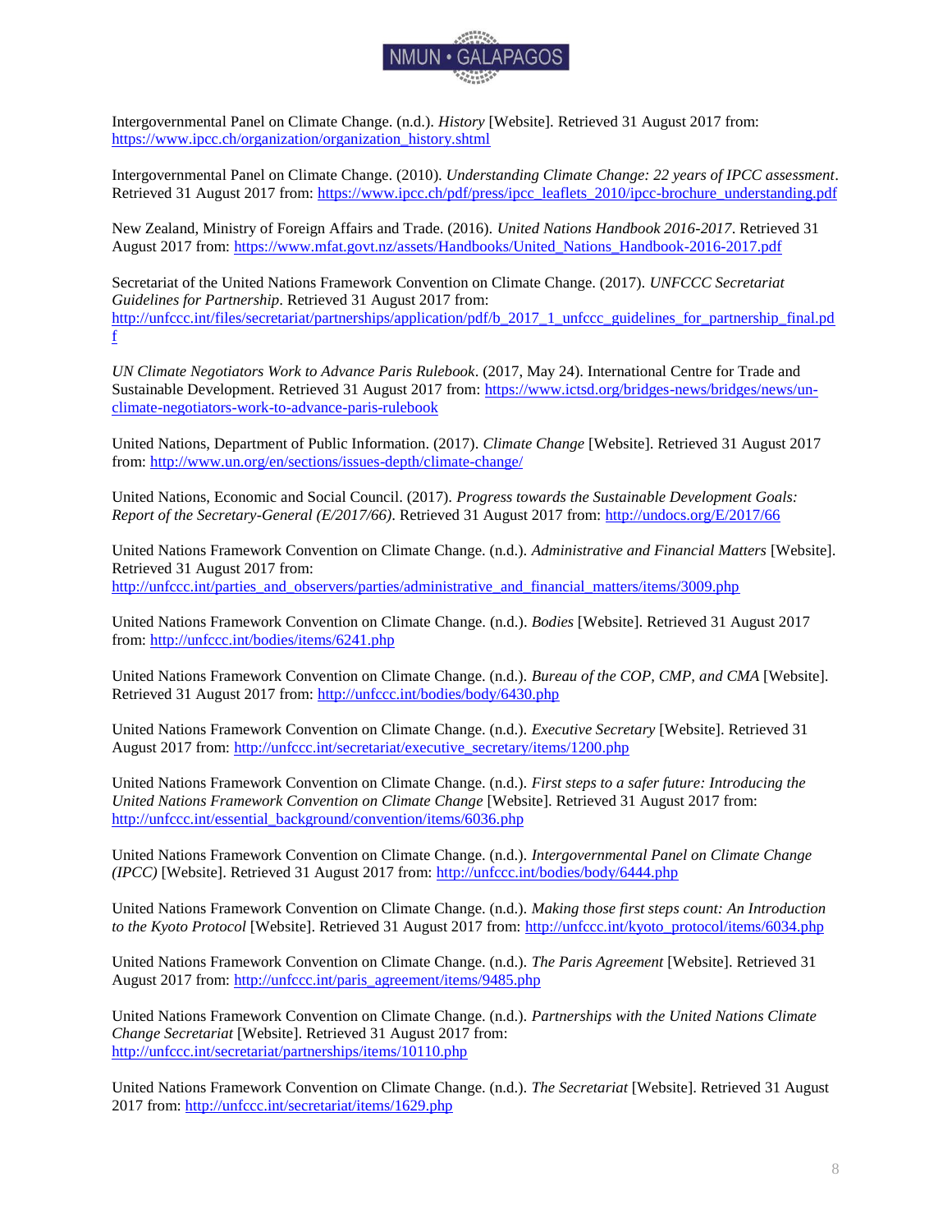Intergovernmental Panel on Climate Change. (n.d.). *History* [Website]. Retrieved 31 August 2017 from: https://www.ipcc.ch/organization/organization_history.shtml

Intergovernmental Panel on Climate Change. (2010). *Understanding Climate Change: 22 years of IPCC assessment*. Retrieved 31 August 2017 from: https://www.ipcc.ch/pdf/press/ipcc_leaflets_2010/ipcc-brochure_understanding.pdf

New Zealand, Ministry of Foreign Affairs and Trade. (2016). *United Nations Handbook 2016-2017*. Retrieved 31 August 2017 from: https://www.mfat.govt.nz/assets/Handbooks/United_Nations_Handbook-2016-2017.pdf

Secretariat of the United Nations Framework Convention on Climate Change. (2017). *UNFCCC Secretariat Guidelines for Partnership*. Retrieved 31 August 2017 from: http://unfccc.int/files/secretariat/partnerships/application/pdf/b_2017_1_unfccc_guidelines_for_partnership_final.pdf

*UN Climate Negotiators Work to Advance Paris Rulebook*. (2017, May 24). International Centre for Trade and Sustainable Development. Retrieved 31 August 2017 from: https://www.ictsd.org/bridges-news/bridges/news/un-climate-negotiators-work-to-advance-paris-rulebook

United Nations, Department of Public Information. (2017). *Climate Change* [Website]. Retrieved 31 August 2017 from: http://www.un.org/en/sections/issues-depth/climate-change/

United Nations, Economic and Social Council. (2017). *Progress towards the Sustainable Development Goals: Report of the Secretary-General (E/2017/66)*. Retrieved 31 August 2017 from: http://undocs.org/E/2017/66

United Nations Framework Convention on Climate Change. (n.d.). *Administrative and Financial Matters* [Website]. Retrieved 31 August 2017 from: http://unfccc.int/parties_and_observers/parties/administrative_and_financial_matters/items/3009.php

United Nations Framework Convention on Climate Change. (n.d.). *Bodies* [Website]. Retrieved 31 August 2017 from: http://unfccc.int/bodies/items/6241.php

United Nations Framework Convention on Climate Change. (n.d.). *Bureau of the COP, CMP, and CMA* [Website]. Retrieved 31 August 2017 from: http://unfccc.int/bodies/body/6430.php

United Nations Framework Convention on Climate Change. (n.d.). *Executive Secretary* [Website]. Retrieved 31 August 2017 from: http://unfccc.int/secretariat/executive_secretary/items/1200.php

United Nations Framework Convention on Climate Change. (n.d.). *First steps to a safer future: Introducing the United Nations Framework Convention on Climate Change* [Website]. Retrieved 31 August 2017 from: http://unfccc.int/essential_background/convention/items/6036.php

United Nations Framework Convention on Climate Change. (n.d.). *Intergovernmental Panel on Climate Change (IPCC)* [Website]. Retrieved 31 August 2017 from: http://unfccc.int/bodies/body/6444.php

United Nations Framework Convention on Climate Change. (n.d.). *Making those first steps count: An Introduction to the Kyoto Protocol* [Website]. Retrieved 31 August 2017 from: http://unfccc.int/kyoto_protocol/items/6034.php

United Nations Framework Convention on Climate Change. (n.d.). *The Paris Agreement* [Website]. Retrieved 31 August 2017 from: http://unfccc.int/paris_agreement/items/9485.php

United Nations Framework Convention on Climate Change. (n.d.). *Partnerships with the United Nations Climate Change Secretariat* [Website]. Retrieved 31 August 2017 from: http://unfccc.int/secretariat/partnerships/items/10110.php

United Nations Framework Convention on Climate Change. (n.d.). *The Secretariat* [Website]. Retrieved 31 August 2017 from: http://unfccc.int/secretariat/items/1629.php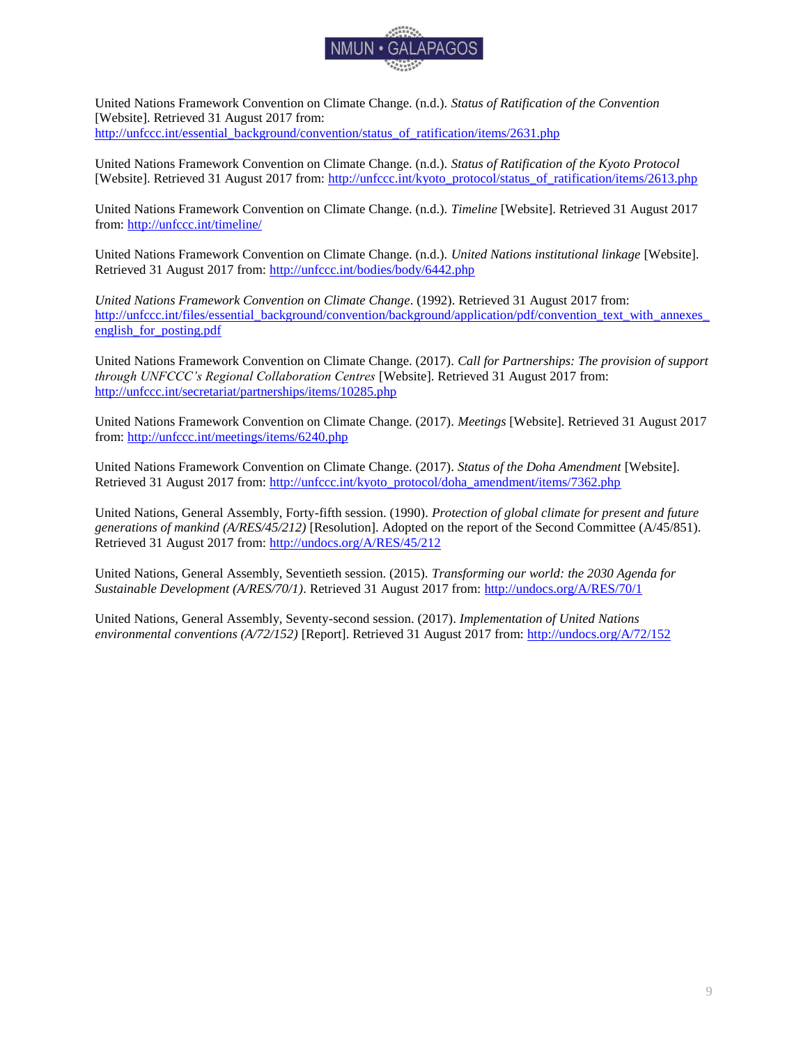United Nations Framework Convention on Climate Change. (n.d.). *Status of Ratification of the Convention* [Website]. Retrieved 31 August 2017 from: http://unfccc.int/essential_background/convention/status_of_ratification/items/2631.php

United Nations Framework Convention on Climate Change. (n.d.). *Status of Ratification of the Kyoto Protocol* [Website]. Retrieved 31 August 2017 from: http://unfccc.int/kyoto_protocol/status_of_ratification/items/2613.php

United Nations Framework Convention on Climate Change. (n.d.). *Timeline* [Website]. Retrieved 31 August 2017 from: http://unfccc.int/timeline/

United Nations Framework Convention on Climate Change. (n.d.). *United Nations institutional linkage* [Website]. Retrieved 31 August 2017 from: http://unfccc.int/bodies/body/6442.php

*United Nations Framework Convention on Climate Change*. (1992). Retrieved 31 August 2017 from: http://unfccc.int/files/essential_background/convention/background/application/pdf/convention_text_with_annexes_english_for_posting.pdf

United Nations Framework Convention on Climate Change. (2017). *Call for Partnerships: The provision of support through UNFCCC's Regional Collaboration Centres* [Website]. Retrieved 31 August 2017 from: http://unfccc.int/secretariat/partnerships/items/10285.php

United Nations Framework Convention on Climate Change. (2017). *Meetings* [Website]. Retrieved 31 August 2017 from: http://unfccc.int/meetings/items/6240.php

United Nations Framework Convention on Climate Change. (2017). *Status of the Doha Amendment* [Website]. Retrieved 31 August 2017 from: http://unfccc.int/kyoto_protocol/doha_amendment/items/7362.php

United Nations, General Assembly, Forty-fifth session. (1990). *Protection of global climate for present and future generations of mankind (A/RES/45/212)* [Resolution]. Adopted on the report of the Second Committee (A/45/851). Retrieved 31 August 2017 from: http://undocs.org/A/RES/45/212

United Nations, General Assembly, Seventieth session. (2015). *Transforming our world: the 2030 Agenda for Sustainable Development (A/RES/70/1)*. Retrieved 31 August 2017 from: http://undocs.org/A/RES/70/1

United Nations, General Assembly, Seventy-second session. (2017). *Implementation of United Nations environmental conventions (A/72/152)* [Report]. Retrieved 31 August 2017 from: http://undocs.org/A/72/152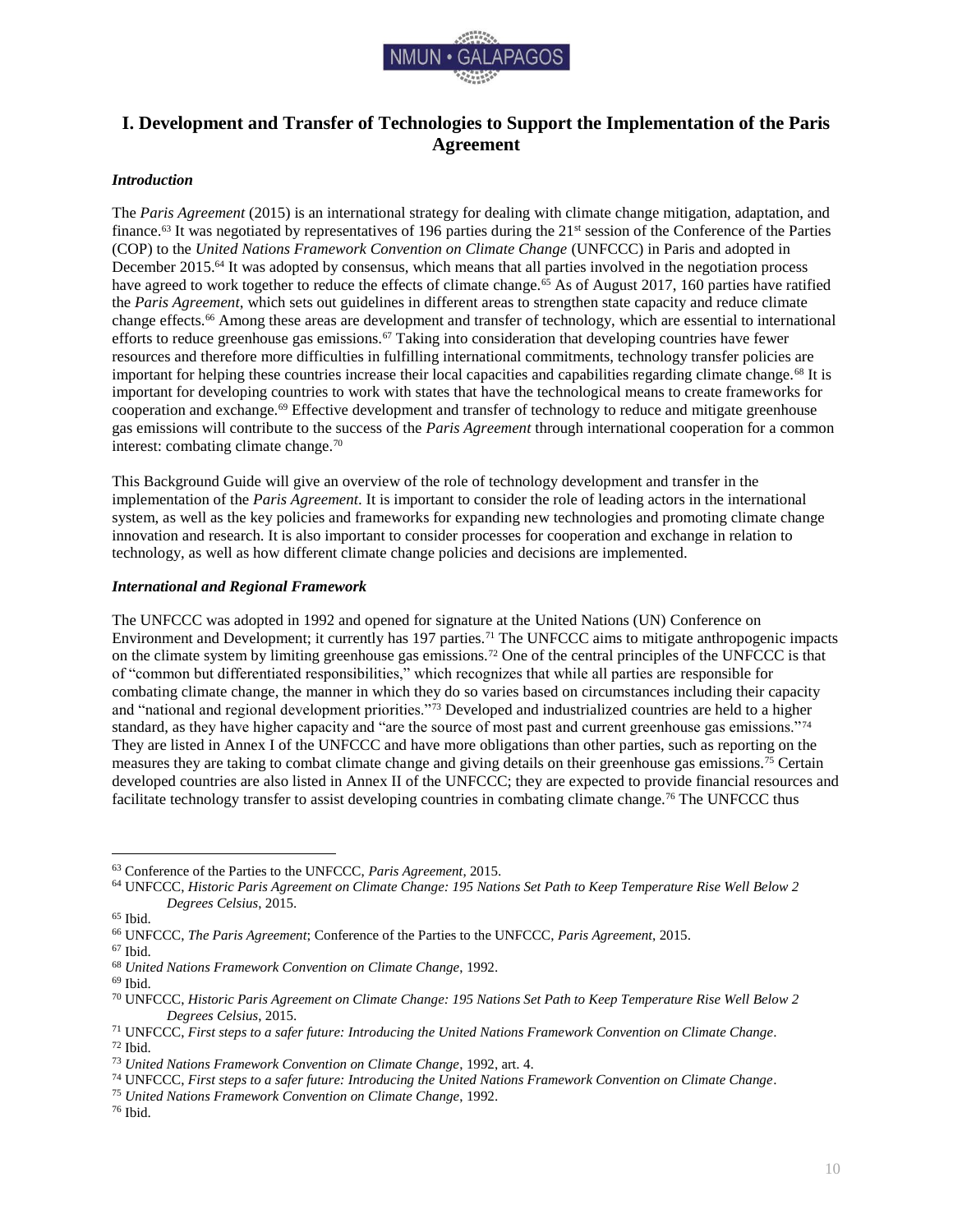## I. Development and Transfer of Technologies to Support the Implementation of the Paris Agreement

### *Introduction*

The *Paris Agreement* (2015) is an international strategy for dealing with climate change mitigation, adaptation, and finance.[63] It was negotiated by representatives of 196 parties during the 21st session of the Conference of the Parties (COP) to the *United Nations Framework Convention on Climate Change* (UNFCCC) in Paris and adopted in December 2015.[64] It was adopted by consensus, which means that all parties involved in the negotiation process have agreed to work together to reduce the effects of climate change.[65] As of August 2017, 160 parties have ratified the *Paris Agreement*, which sets out guidelines in different areas to strengthen state capacity and reduce climate change effects.[66] Among these areas are development and transfer of technology, which are essential to international efforts to reduce greenhouse gas emissions.[67] Taking into consideration that developing countries have fewer resources and therefore more difficulties in fulfilling international commitments, technology transfer policies are important for helping these countries increase their local capacities and capabilities regarding climate change.[68] It is important for developing countries to work with states that have the technological means to create frameworks for cooperation and exchange.[69] Effective development and transfer of technology to reduce and mitigate greenhouse gas emissions will contribute to the success of the *Paris Agreement* through international cooperation for a common interest: combating climate change.[70]

This Background Guide will give an overview of the role of technology development and transfer in the implementation of the *Paris Agreement*. It is important to consider the role of leading actors in the international system, as well as the key policies and frameworks for expanding new technologies and promoting climate change innovation and research. It is also important to consider processes for cooperation and exchange in relation to technology, as well as how different climate change policies and decisions are implemented.

### *International and Regional Framework*

The UNFCCC was adopted in 1992 and opened for signature at the United Nations (UN) Conference on Environment and Development; it currently has 197 parties.[71] The UNFCCC aims to mitigate anthropogenic impacts on the climate system by limiting greenhouse gas emissions.[72] One of the central principles of the UNFCCC is that of "common but differentiated responsibilities," which recognizes that while all parties are responsible for combating climate change, the manner in which they do so varies based on circumstances including their capacity and "national and regional development priorities."[73] Developed and industrialized countries are held to a higher standard, as they have higher capacity and "are the source of most past and current greenhouse gas emissions."[74] They are listed in Annex I of the UNFCCC and have more obligations than other parties, such as reporting on the measures they are taking to combat climate change and giving details on their greenhouse gas emissions.[75] Certain developed countries are also listed in Annex II of the UNFCCC; they are expected to provide financial resources and facilitate technology transfer to assist developing countries in combating climate change.[76] The UNFCCC thus

---

[63] Conference of the Parties to the UNFCCC, *Paris Agreement*, 2015.

[64] UNFCCC, *Historic Paris Agreement on Climate Change: 195 Nations Set Path to Keep Temperature Rise Well Below 2 Degrees Celsius*, 2015.

[65] Ibid.

[66] UNFCCC, *The Paris Agreement*; Conference of the Parties to the UNFCCC, *Paris Agreement*, 2015.

[67] Ibid.

[68] *United Nations Framework Convention on Climate Change*, 1992.

[69] Ibid.

[70] UNFCCC, *Historic Paris Agreement on Climate Change: 195 Nations Set Path to Keep Temperature Rise Well Below 2 Degrees Celsius*, 2015.

[71] UNFCCC, *First steps to a safer future: Introducing the United Nations Framework Convention on Climate Change*.

[72] Ibid.

[73] *United Nations Framework Convention on Climate Change*, 1992, art. 4.

[74] UNFCCC, *First steps to a safer future: Introducing the United Nations Framework Convention on Climate Change*.

[75] *United Nations Framework Convention on Climate Change*, 1992.

[76] Ibid.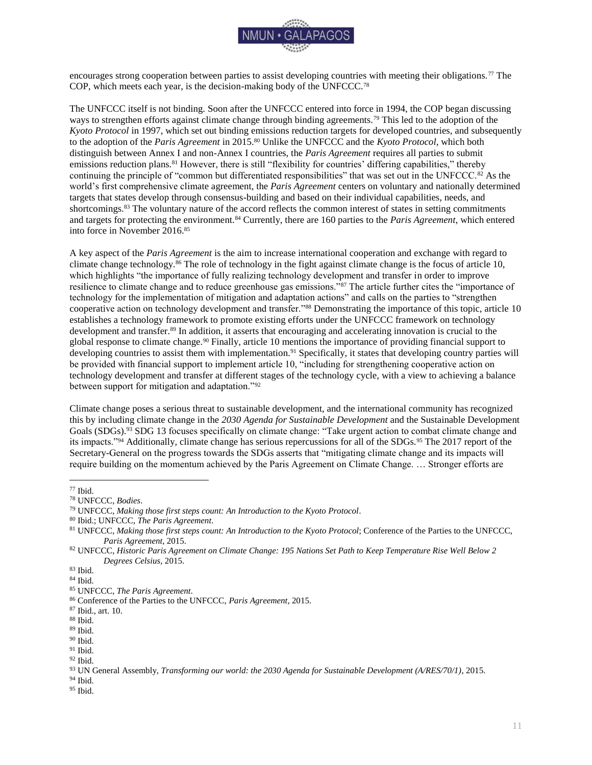encourages strong cooperation between parties to assist developing countries with meeting their obligations.[77] The COP, which meets each year, is the decision-making body of the UNFCCC.[78]

The UNFCCC itself is not binding. Soon after the UNFCCC entered into force in 1994, the COP began discussing ways to strengthen efforts against climate change through binding agreements.[79] This led to the adoption of the *Kyoto Protocol* in 1997, which set out binding emissions reduction targets for developed countries, and subsequently to the adoption of the *Paris Agreement* in 2015.[80] Unlike the UNFCCC and the *Kyoto Protocol*, which both distinguish between Annex I and non-Annex I countries, the *Paris Agreement* requires all parties to submit emissions reduction plans.[81] However, there is still "flexibility for countries' differing capabilities," thereby continuing the principle of "common but differentiated responsibilities" that was set out in the UNFCCC.[82] As the world's first comprehensive climate agreement, the *Paris Agreement* centers on voluntary and nationally determined targets that states develop through consensus-building and based on their individual capabilities, needs, and shortcomings.[83] The voluntary nature of the accord reflects the common interest of states in setting commitments and targets for protecting the environment.[84] Currently, there are 160 parties to the *Paris Agreement*, which entered into force in November 2016.[85]

A key aspect of the *Paris Agreement* is the aim to increase international cooperation and exchange with regard to climate change technology.[86] The role of technology in the fight against climate change is the focus of article 10, which highlights "the importance of fully realizing technology development and transfer in order to improve resilience to climate change and to reduce greenhouse gas emissions."[87] The article further cites the "importance of technology for the implementation of mitigation and adaptation actions" and calls on the parties to "strengthen cooperative action on technology development and transfer."[88] Demonstrating the importance of this topic, article 10 establishes a technology framework to promote existing efforts under the UNFCCC framework on technology development and transfer.[89] In addition, it asserts that encouraging and accelerating innovation is crucial to the global response to climate change.[90] Finally, article 10 mentions the importance of providing financial support to developing countries to assist them with implementation.[91] Specifically, it states that developing country parties will be provided with financial support to implement article 10, "including for strengthening cooperative action on technology development and transfer at different stages of the technology cycle, with a view to achieving a balance between support for mitigation and adaptation."[92]

Climate change poses a serious threat to sustainable development, and the international community has recognized this by including climate change in the *2030 Agenda for Sustainable Development* and the Sustainable Development Goals (SDGs).[93] SDG 13 focuses specifically on climate change: "Take urgent action to combat climate change and its impacts."[94] Additionally, climate change has serious repercussions for all of the SDGs.[95] The 2017 report of the Secretary-General on the progress towards the SDGs asserts that "mitigating climate change and its impacts will require building on the momentum achieved by the Paris Agreement on Climate Change. … Stronger efforts are

---

[77] Ibid.
[78] UNFCCC, *Bodies*.
[79] UNFCCC, *Making those first steps count: An Introduction to the Kyoto Protocol*.
[80] Ibid.; UNFCCC, *The Paris Agreement*.
[81] UNFCCC, *Making those first steps count: An Introduction to the Kyoto Protocol*; Conference of the Parties to the UNFCCC, *Paris Agreement*, 2015.
[82] UNFCCC, *Historic Paris Agreement on Climate Change: 195 Nations Set Path to Keep Temperature Rise Well Below 2 Degrees Celsius*, 2015.
[83] Ibid.
[84] Ibid.
[85] UNFCCC, *The Paris Agreement*.
[86] Conference of the Parties to the UNFCCC, *Paris Agreement*, 2015.
[87] Ibid., art. 10.
[88] Ibid.
[89] Ibid.
[90] Ibid.
[91] Ibid.
[92] Ibid.
[93] UN General Assembly, *Transforming our world: the 2030 Agenda for Sustainable Development (A/RES/70/1)*, 2015.
[94] Ibid.
[95] Ibid.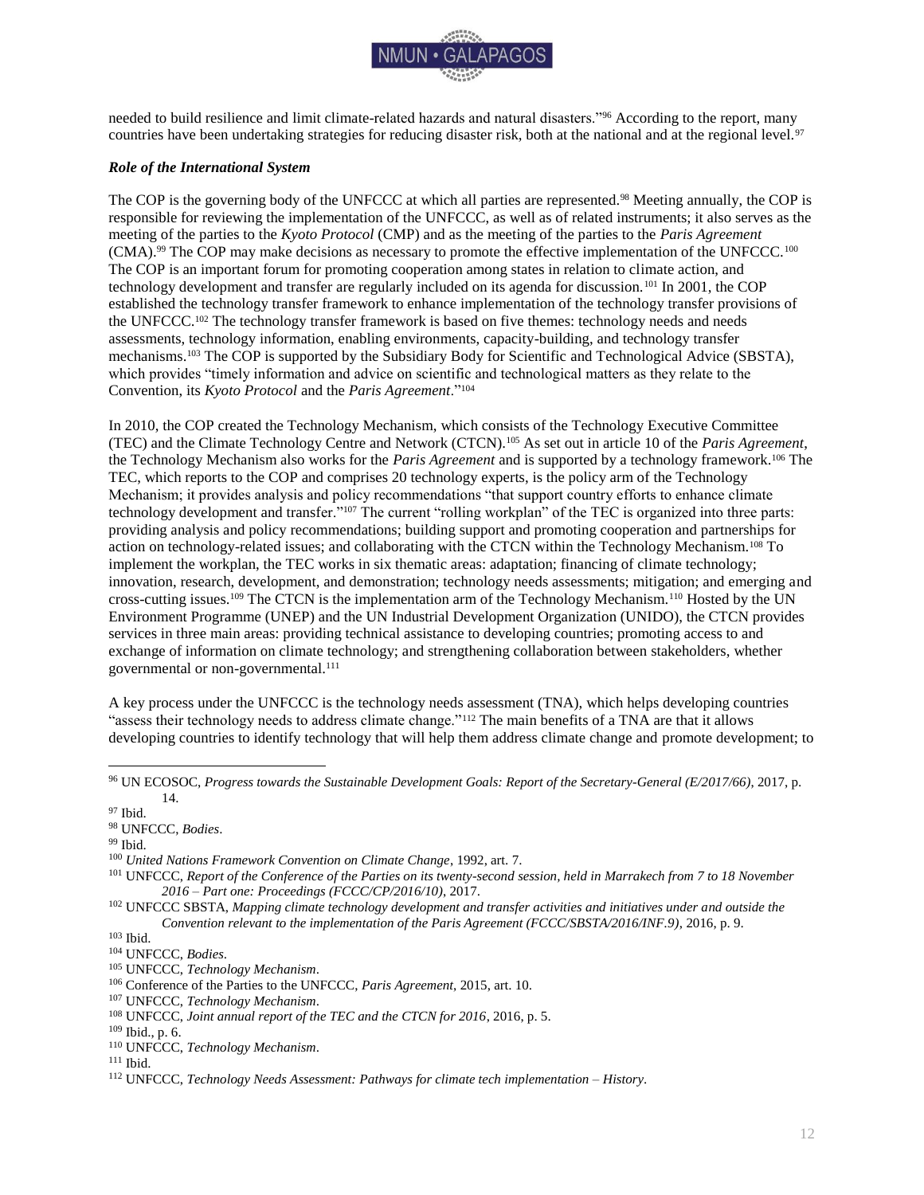needed to build resilience and limit climate-related hazards and natural disasters."[96] According to the report, many countries have been undertaking strategies for reducing disaster risk, both at the national and at the regional level.[97]

### *Role of the International System*

The COP is the governing body of the UNFCCC at which all parties are represented.[98] Meeting annually, the COP is responsible for reviewing the implementation of the UNFCCC, as well as of related instruments; it also serves as the meeting of the parties to the *Kyoto Protocol* (CMP) and as the meeting of the parties to the *Paris Agreement* (CMA).[99] The COP may make decisions as necessary to promote the effective implementation of the UNFCCC.[100] The COP is an important forum for promoting cooperation among states in relation to climate action, and technology development and transfer are regularly included on its agenda for discussion.[101] In 2001, the COP established the technology transfer framework to enhance implementation of the technology transfer provisions of the UNFCCC.[102] The technology transfer framework is based on five themes: technology needs and needs assessments, technology information, enabling environments, capacity-building, and technology transfer mechanisms.[103] The COP is supported by the Subsidiary Body for Scientific and Technological Advice (SBSTA), which provides "timely information and advice on scientific and technological matters as they relate to the Convention, its *Kyoto Protocol* and the *Paris Agreement*."[104]

In 2010, the COP created the Technology Mechanism, which consists of the Technology Executive Committee (TEC) and the Climate Technology Centre and Network (CTCN).[105] As set out in article 10 of the *Paris Agreement*, the Technology Mechanism also works for the *Paris Agreement* and is supported by a technology framework.[106] The TEC, which reports to the COP and comprises 20 technology experts, is the policy arm of the Technology Mechanism; it provides analysis and policy recommendations "that support country efforts to enhance climate technology development and transfer."[107] The current "rolling workplan" of the TEC is organized into three parts: providing analysis and policy recommendations; building support and promoting cooperation and partnerships for action on technology-related issues; and collaborating with the CTCN within the Technology Mechanism.[108] To implement the workplan, the TEC works in six thematic areas: adaptation; financing of climate technology; innovation, research, development, and demonstration; technology needs assessments; mitigation; and emerging and cross-cutting issues.[109] The CTCN is the implementation arm of the Technology Mechanism.[110] Hosted by the UN Environment Programme (UNEP) and the UN Industrial Development Organization (UNIDO), the CTCN provides services in three main areas: providing technical assistance to developing countries; promoting access to and exchange of information on climate technology; and strengthening collaboration between stakeholders, whether governmental or non-governmental.[111]

A key process under the UNFCCC is the technology needs assessment (TNA), which helps developing countries "assess their technology needs to address climate change."[112] The main benefits of a TNA are that it allows developing countries to identify technology that will help them address climate change and promote development; to

---

[96] UN ECOSOC, *Progress towards the Sustainable Development Goals: Report of the Secretary-General (E/2017/66)*, 2017, p. 14.

[97] Ibid.

[98] UNFCCC, *Bodies*.

[99] Ibid.

[100] *United Nations Framework Convention on Climate Change*, 1992, art. 7.

[101] UNFCCC, *Report of the Conference of the Parties on its twenty-second session, held in Marrakech from 7 to 18 November 2016 – Part one: Proceedings (FCCC/CP/2016/10)*, 2017.

[102] UNFCCC SBSTA, *Mapping climate technology development and transfer activities and initiatives under and outside the Convention relevant to the implementation of the Paris Agreement (FCCC/SBSTA/2016/INF.9)*, 2016, p. 9.

[103] Ibid.

[104] UNFCCC, *Bodies*.

[105] UNFCCC, *Technology Mechanism*.

[106] Conference of the Parties to the UNFCCC, *Paris Agreement*, 2015, art. 10.

[107] UNFCCC, *Technology Mechanism*.

[108] UNFCCC, *Joint annual report of the TEC and the CTCN for 2016*, 2016, p. 5.

[109] Ibid., p. 6.

[110] UNFCCC, *Technology Mechanism*.

[111] Ibid.

[112] UNFCCC, *Technology Needs Assessment: Pathways for climate tech implementation – History*.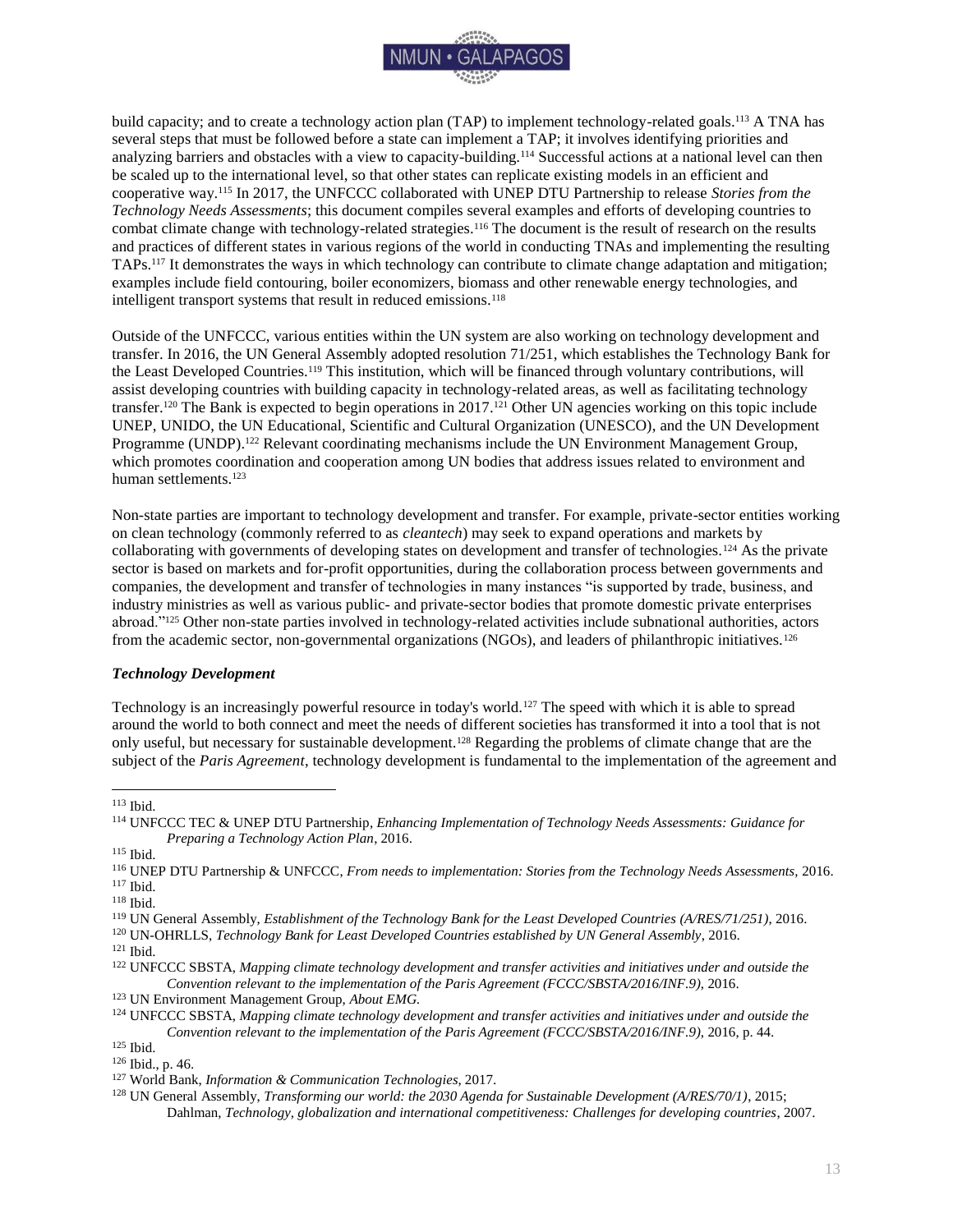build capacity; and to create a technology action plan (TAP) to implement technology-related goals.[113] A TNA has several steps that must be followed before a state can implement a TAP; it involves identifying priorities and analyzing barriers and obstacles with a view to capacity-building.[114] Successful actions at a national level can then be scaled up to the international level, so that other states can replicate existing models in an efficient and cooperative way.[115] In 2017, the UNFCCC collaborated with UNEP DTU Partnership to release *Stories from the Technology Needs Assessments*; this document compiles several examples and efforts of developing countries to combat climate change with technology-related strategies.[116] The document is the result of research on the results and practices of different states in various regions of the world in conducting TNAs and implementing the resulting TAPs.[117] It demonstrates the ways in which technology can contribute to climate change adaptation and mitigation; examples include field contouring, boiler economizers, biomass and other renewable energy technologies, and intelligent transport systems that result in reduced emissions.[118]

Outside of the UNFCCC, various entities within the UN system are also working on technology development and transfer. In 2016, the UN General Assembly adopted resolution 71/251, which establishes the Technology Bank for the Least Developed Countries.[119] This institution, which will be financed through voluntary contributions, will assist developing countries with building capacity in technology-related areas, as well as facilitating technology transfer.[120] The Bank is expected to begin operations in 2017.[121] Other UN agencies working on this topic include UNEP, UNIDO, the UN Educational, Scientific and Cultural Organization (UNESCO), and the UN Development Programme (UNDP).[122] Relevant coordinating mechanisms include the UN Environment Management Group, which promotes coordination and cooperation among UN bodies that address issues related to environment and human settlements.[123]

Non-state parties are important to technology development and transfer. For example, private-sector entities working on clean technology (commonly referred to as *cleantech*) may seek to expand operations and markets by collaborating with governments of developing states on development and transfer of technologies.[124] As the private sector is based on markets and for-profit opportunities, during the collaboration process between governments and companies, the development and transfer of technologies in many instances "is supported by trade, business, and industry ministries as well as various public- and private-sector bodies that promote domestic private enterprises abroad."[125] Other non-state parties involved in technology-related activities include subnational authorities, actors from the academic sector, non-governmental organizations (NGOs), and leaders of philanthropic initiatives.[126]

### *Technology Development*

Technology is an increasingly powerful resource in today's world.[127] The speed with which it is able to spread around the world to both connect and meet the needs of different societies has transformed it into a tool that is not only useful, but necessary for sustainable development.[128] Regarding the problems of climate change that are the subject of the *Paris Agreement*, technology development is fundamental to the implementation of the agreement and

---

[113] Ibid.

[114] UNFCCC TEC & UNEP DTU Partnership, *Enhancing Implementation of Technology Needs Assessments: Guidance for Preparing a Technology Action Plan*, 2016.

[115] Ibid.

[116] UNEP DTU Partnership & UNFCCC, *From needs to implementation: Stories from the Technology Needs Assessments*, 2016.

[117] Ibid.

[118] Ibid.

[119] UN General Assembly, *Establishment of the Technology Bank for the Least Developed Countries (A/RES/71/251)*, 2016.

[120] UN-OHRLLS, *Technology Bank for Least Developed Countries established by UN General Assembly*, 2016.

[121] Ibid.

[122] UNFCCC SBSTA, *Mapping climate technology development and transfer activities and initiatives under and outside the Convention relevant to the implementation of the Paris Agreement (FCCC/SBSTA/2016/INF.9)*, 2016.

[123] UN Environment Management Group, *About EMG*.

[124] UNFCCC SBSTA, *Mapping climate technology development and transfer activities and initiatives under and outside the Convention relevant to the implementation of the Paris Agreement (FCCC/SBSTA/2016/INF.9)*, 2016, p. 44.

[125] Ibid.

[126] Ibid., p. 46.

[127] World Bank, *Information & Communication Technologies*, 2017.

[128] UN General Assembly, *Transforming our world: the 2030 Agenda for Sustainable Development (A/RES/70/1)*, 2015; Dahlman, *Technology, globalization and international competitiveness: Challenges for developing countries*, 2007.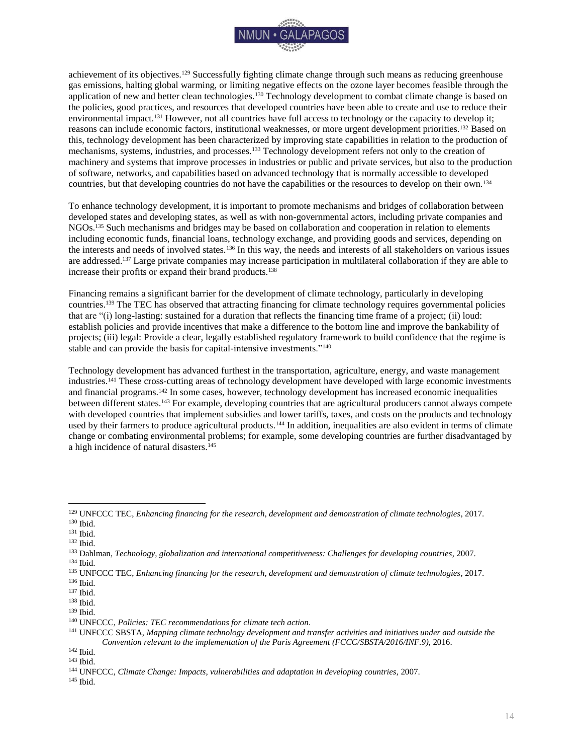achievement of its objectives.[129] Successfully fighting climate change through such means as reducing greenhouse gas emissions, halting global warming, or limiting negative effects on the ozone layer becomes feasible through the application of new and better clean technologies.[130] Technology development to combat climate change is based on the policies, good practices, and resources that developed countries have been able to create and use to reduce their environmental impact.[131] However, not all countries have full access to technology or the capacity to develop it; reasons can include economic factors, institutional weaknesses, or more urgent development priorities.[132] Based on this, technology development has been characterized by improving state capabilities in relation to the production of mechanisms, systems, industries, and processes.[133] Technology development refers not only to the creation of machinery and systems that improve processes in industries or public and private services, but also to the production of software, networks, and capabilities based on advanced technology that is normally accessible to developed countries, but that developing countries do not have the capabilities or the resources to develop on their own.[134]

To enhance technology development, it is important to promote mechanisms and bridges of collaboration between developed states and developing states, as well as with non-governmental actors, including private companies and NGOs.[135] Such mechanisms and bridges may be based on collaboration and cooperation in relation to elements including economic funds, financial loans, technology exchange, and providing goods and services, depending on the interests and needs of involved states.[136] In this way, the needs and interests of all stakeholders on various issues are addressed.[137] Large private companies may increase participation in multilateral collaboration if they are able to increase their profits or expand their brand products.[138]

Financing remains a significant barrier for the development of climate technology, particularly in developing countries.[139] The TEC has observed that attracting financing for climate technology requires governmental policies that are "(i) long-lasting: sustained for a duration that reflects the financing time frame of a project; (ii) loud: establish policies and provide incentives that make a difference to the bottom line and improve the bankability of projects; (iii) legal: Provide a clear, legally established regulatory framework to build confidence that the regime is stable and can provide the basis for capital-intensive investments."[140]

Technology development has advanced furthest in the transportation, agriculture, energy, and waste management industries.[141] These cross-cutting areas of technology development have developed with large economic investments and financial programs.[142] In some cases, however, technology development has increased economic inequalities between different states.[143] For example, developing countries that are agricultural producers cannot always compete with developed countries that implement subsidies and lower tariffs, taxes, and costs on the products and technology used by their farmers to produce agricultural products.[144] In addition, inequalities are also evident in terms of climate change or combating environmental problems; for example, some developing countries are further disadvantaged by a high incidence of natural disasters.[145]

---

[129] UNFCCC TEC, *Enhancing financing for the research, development and demonstration of climate technologies*, 2017.
[130] Ibid.
[131] Ibid.
[132] Ibid.
[133] Dahlman, *Technology, globalization and international competitiveness: Challenges for developing countries*, 2007.
[134] Ibid.
[135] UNFCCC TEC, *Enhancing financing for the research, development and demonstration of climate technologies*, 2017.
[136] Ibid.
[137] Ibid.
[138] Ibid.
[139] Ibid.
[140] UNFCCC, *Policies: TEC recommendations for climate tech action*.
[141] UNFCCC SBSTA, *Mapping climate technology development and transfer activities and initiatives under and outside the Convention relevant to the implementation of the Paris Agreement (FCCC/SBSTA/2016/INF.9)*, 2016.
[142] Ibid.
[143] Ibid.
[144] UNFCCC, *Climate Change: Impacts, vulnerabilities and adaptation in developing countries*, 2007.
[145] Ibid.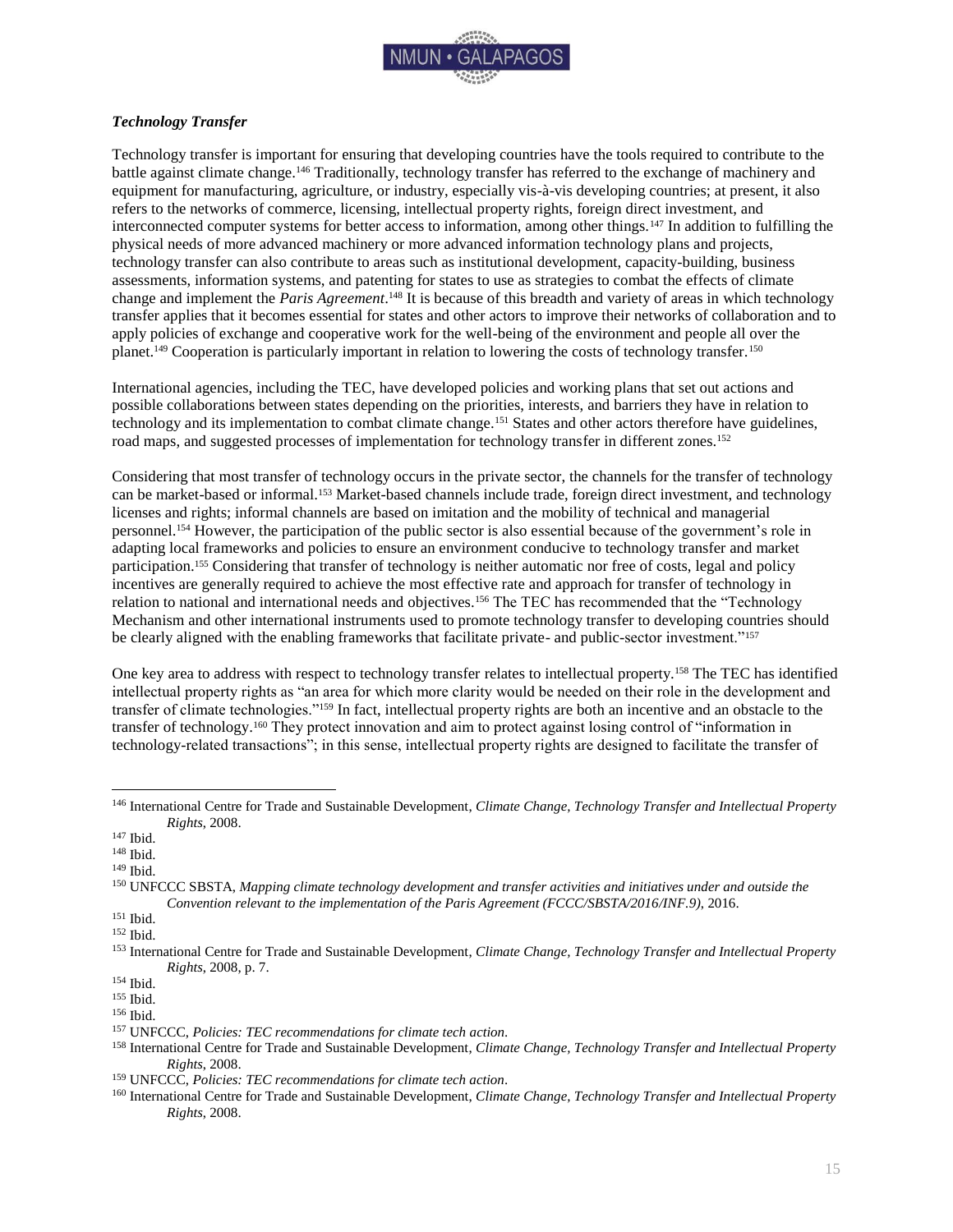### ***Technology Transfer***

Technology transfer is important for ensuring that developing countries have the tools required to contribute to the battle against climate change.[146] Traditionally, technology transfer has referred to the exchange of machinery and equipment for manufacturing, agriculture, or industry, especially vis-à-vis developing countries; at present, it also refers to the networks of commerce, licensing, intellectual property rights, foreign direct investment, and interconnected computer systems for better access to information, among other things.[147] In addition to fulfilling the physical needs of more advanced machinery or more advanced information technology plans and projects, technology transfer can also contribute to areas such as institutional development, capacity-building, business assessments, information systems, and patenting for states to use as strategies to combat the effects of climate change and implement the *Paris Agreement*.[148] It is because of this breadth and variety of areas in which technology transfer applies that it becomes essential for states and other actors to improve their networks of collaboration and to apply policies of exchange and cooperative work for the well-being of the environment and people all over the planet.[149] Cooperation is particularly important in relation to lowering the costs of technology transfer.[150]

International agencies, including the TEC, have developed policies and working plans that set out actions and possible collaborations between states depending on the priorities, interests, and barriers they have in relation to technology and its implementation to combat climate change.[151] States and other actors therefore have guidelines, road maps, and suggested processes of implementation for technology transfer in different zones.[152]

Considering that most transfer of technology occurs in the private sector, the channels for the transfer of technology can be market-based or informal.[153] Market-based channels include trade, foreign direct investment, and technology licenses and rights; informal channels are based on imitation and the mobility of technical and managerial personnel.[154] However, the participation of the public sector is also essential because of the government's role in adapting local frameworks and policies to ensure an environment conducive to technology transfer and market participation.[155] Considering that transfer of technology is neither automatic nor free of costs, legal and policy incentives are generally required to achieve the most effective rate and approach for transfer of technology in relation to national and international needs and objectives.[156] The TEC has recommended that the "Technology Mechanism and other international instruments used to promote technology transfer to developing countries should be clearly aligned with the enabling frameworks that facilitate private- and public-sector investment."[157]

One key area to address with respect to technology transfer relates to intellectual property.[158] The TEC has identified intellectual property rights as "an area for which more clarity would be needed on their role in the development and transfer of climate technologies."[159] In fact, intellectual property rights are both an incentive and an obstacle to the transfer of technology.[160] They protect innovation and aim to protect against losing control of "information in technology-related transactions"; in this sense, intellectual property rights are designed to facilitate the transfer of

---

[146] International Centre for Trade and Sustainable Development, *Climate Change, Technology Transfer and Intellectual Property Rights*, 2008.

[147] Ibid.

[148] Ibid.

[149] Ibid.

[150] UNFCCC SBSTA, *Mapping climate technology development and transfer activities and initiatives under and outside the Convention relevant to the implementation of the Paris Agreement (FCCC/SBSTA/2016/INF.9)*, 2016.

[151] Ibid.

[152] Ibid.

[153] International Centre for Trade and Sustainable Development, *Climate Change, Technology Transfer and Intellectual Property Rights*, 2008, p. 7.

[154] Ibid.

[155] Ibid.

[156] Ibid.

[157] UNFCCC, *Policies: TEC recommendations for climate tech action*.

[158] International Centre for Trade and Sustainable Development, *Climate Change, Technology Transfer and Intellectual Property Rights*, 2008.

[159] UNFCCC, *Policies: TEC recommendations for climate tech action*.

[160] International Centre for Trade and Sustainable Development, *Climate Change, Technology Transfer and Intellectual Property Rights*, 2008.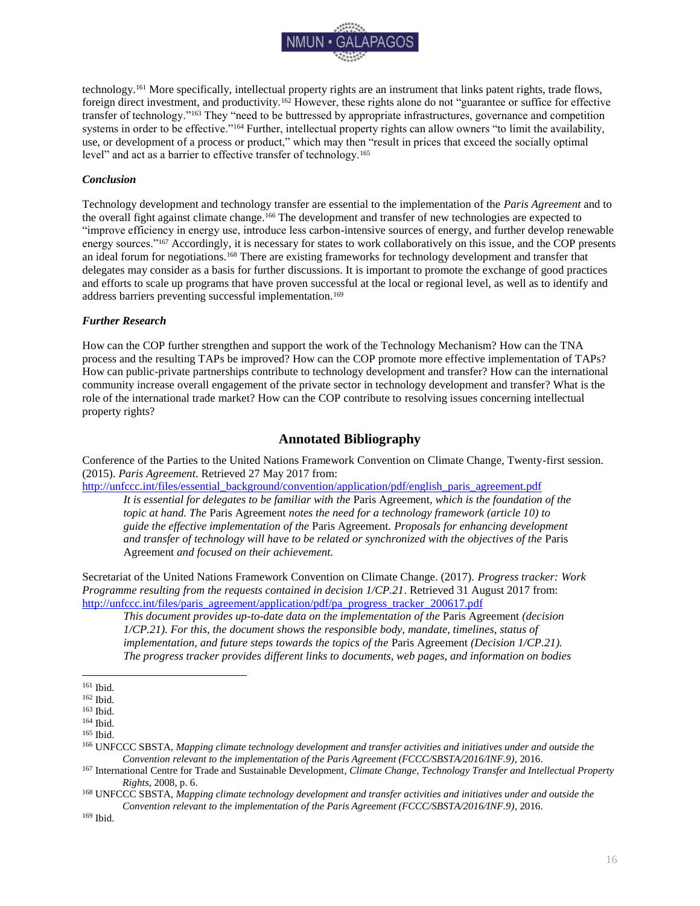technology.[161] More specifically, intellectual property rights are an instrument that links patent rights, trade flows, foreign direct investment, and productivity.[162] However, these rights alone do not "guarantee or suffice for effective transfer of technology."[163] They "need to be buttressed by appropriate infrastructures, governance and competition systems in order to be effective."[164] Further, intellectual property rights can allow owners "to limit the availability, use, or development of a process or product," which may then "result in prices that exceed the socially optimal level" and act as a barrier to effective transfer of technology.[165]

### *Conclusion*

Technology development and technology transfer are essential to the implementation of the *Paris Agreement* and to the overall fight against climate change.[166] The development and transfer of new technologies are expected to "improve efficiency in energy use, introduce less carbon-intensive sources of energy, and further develop renewable energy sources."[167] Accordingly, it is necessary for states to work collaboratively on this issue, and the COP presents an ideal forum for negotiations.[168] There are existing frameworks for technology development and transfer that delegates may consider as a basis for further discussions. It is important to promote the exchange of good practices and efforts to scale up programs that have proven successful at the local or regional level, as well as to identify and address barriers preventing successful implementation.[169]

### *Further Research*

How can the COP further strengthen and support the work of the Technology Mechanism? How can the TNA process and the resulting TAPs be improved? How can the COP promote more effective implementation of TAPs? How can public-private partnerships contribute to technology development and transfer? How can the international community increase overall engagement of the private sector in technology development and transfer? What is the role of the international trade market? How can the COP contribute to resolving issues concerning intellectual property rights?

## Annotated Bibliography

Conference of the Parties to the United Nations Framework Convention on Climate Change, Twenty-first session. (2015). *Paris Agreement*. Retrieved 27 May 2017 from: http://unfccc.int/files/essential_background/convention/application/pdf/english_paris_agreement.pdf

> *It is essential for delegates to be familiar with the* Paris Agreement*, which is the foundation of the topic at hand. The* Paris Agreement *notes the need for a technology framework (article 10) to guide the effective implementation of the* Paris Agreement*. Proposals for enhancing development and transfer of technology will have to be related or synchronized with the objectives of the* Paris Agreement *and focused on their achievement.*

Secretariat of the United Nations Framework Convention on Climate Change. (2017). *Progress tracker: Work Programme resulting from the requests contained in decision 1/CP.21*. Retrieved 31 August 2017 from: http://unfccc.int/files/paris_agreement/application/pdf/pa_progress_tracker_200617.pdf

> *This document provides up-to-date data on the implementation of the* Paris Agreement *(decision 1/CP.21). For this, the document shows the responsible body, mandate, timelines, status of implementation, and future steps towards the topics of the* Paris Agreement *(Decision 1/CP.21). The progress tracker provides different links to documents, web pages, and information on bodies*

---

[161] Ibid.

[162] Ibid.

[163] Ibid.

[164] Ibid.

[165] Ibid.

[166] UNFCCC SBSTA, *Mapping climate technology development and transfer activities and initiatives under and outside the Convention relevant to the implementation of the Paris Agreement (FCCC/SBSTA/2016/INF.9)*, 2016.

[167] International Centre for Trade and Sustainable Development, *Climate Change, Technology Transfer and Intellectual Property Rights*, 2008, p. 6.

[168] UNFCCC SBSTA, *Mapping climate technology development and transfer activities and initiatives under and outside the Convention relevant to the implementation of the Paris Agreement (FCCC/SBSTA/2016/INF.9)*, 2016.

[169] Ibid.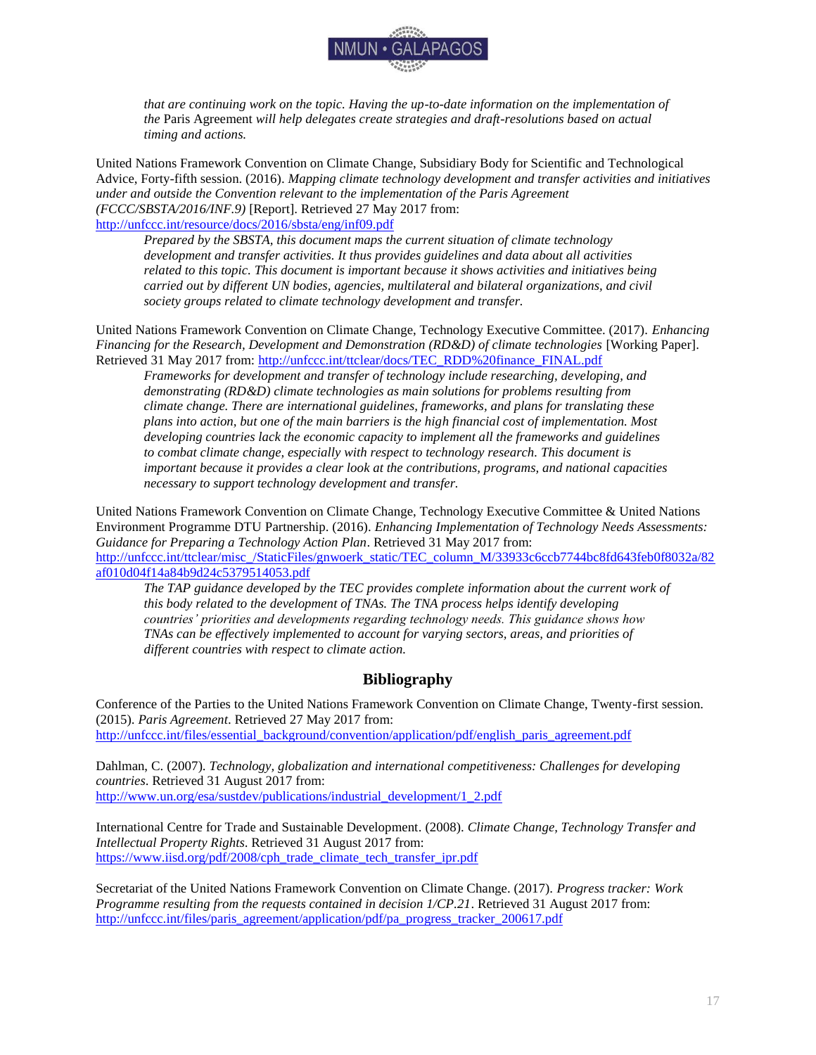*that are continuing work on the topic. Having the up-to-date information on the implementation of the* Paris Agreement *will help delegates create strategies and draft-resolutions based on actual timing and actions.*

United Nations Framework Convention on Climate Change, Subsidiary Body for Scientific and Technological Advice, Forty-fifth session. (2016). *Mapping climate technology development and transfer activities and initiatives under and outside the Convention relevant to the implementation of the Paris Agreement (FCCC/SBSTA/2016/INF.9)* [Report]. Retrieved 27 May 2017 from: http://unfccc.int/resource/docs/2016/sbsta/eng/inf09.pdf

> *Prepared by the SBSTA, this document maps the current situation of climate technology development and transfer activities. It thus provides guidelines and data about all activities related to this topic. This document is important because it shows activities and initiatives being carried out by different UN bodies, agencies, multilateral and bilateral organizations, and civil society groups related to climate technology development and transfer.*

United Nations Framework Convention on Climate Change, Technology Executive Committee. (2017). *Enhancing Financing for the Research, Development and Demonstration (RD&D) of climate technologies* [Working Paper]. Retrieved 31 May 2017 from: http://unfccc.int/ttclear/docs/TEC_RDD%20finance_FINAL.pdf

> *Frameworks for development and transfer of technology include researching, developing, and demonstrating (RD&D) climate technologies as main solutions for problems resulting from climate change. There are international guidelines, frameworks, and plans for translating these plans into action, but one of the main barriers is the high financial cost of implementation. Most developing countries lack the economic capacity to implement all the frameworks and guidelines to combat climate change, especially with respect to technology research. This document is important because it provides a clear look at the contributions, programs, and national capacities necessary to support technology development and transfer.*

United Nations Framework Convention on Climate Change, Technology Executive Committee & United Nations Environment Programme DTU Partnership. (2016). *Enhancing Implementation of Technology Needs Assessments: Guidance for Preparing a Technology Action Plan*. Retrieved 31 May 2017 from: http://unfccc.int/ttclear/misc_/StaticFiles/gnwoerk_static/TEC_column_M/33933c6ccb7744bc8fd643feb0f8032a/82af010d04f14a84b9d24c5379514053.pdf

> *The TAP guidance developed by the TEC provides complete information about the current work of this body related to the development of TNAs. The TNA process helps identify developing countries' priorities and developments regarding technology needs. This guidance shows how TNAs can be effectively implemented to account for varying sectors, areas, and priorities of different countries with respect to climate action.*

## Bibliography

Conference of the Parties to the United Nations Framework Convention on Climate Change, Twenty-first session. (2015). *Paris Agreement*. Retrieved 27 May 2017 from: http://unfccc.int/files/essential_background/convention/application/pdf/english_paris_agreement.pdf

Dahlman, C. (2007). *Technology, globalization and international competitiveness: Challenges for developing countries*. Retrieved 31 August 2017 from: http://www.un.org/esa/sustdev/publications/industrial_development/1_2.pdf

International Centre for Trade and Sustainable Development. (2008). *Climate Change, Technology Transfer and Intellectual Property Rights*. Retrieved 31 August 2017 from: https://www.iisd.org/pdf/2008/cph_trade_climate_tech_transfer_ipr.pdf

Secretariat of the United Nations Framework Convention on Climate Change. (2017). *Progress tracker: Work Programme resulting from the requests contained in decision 1/CP.21*. Retrieved 31 August 2017 from: http://unfccc.int/files/paris_agreement/application/pdf/pa_progress_tracker_200617.pdf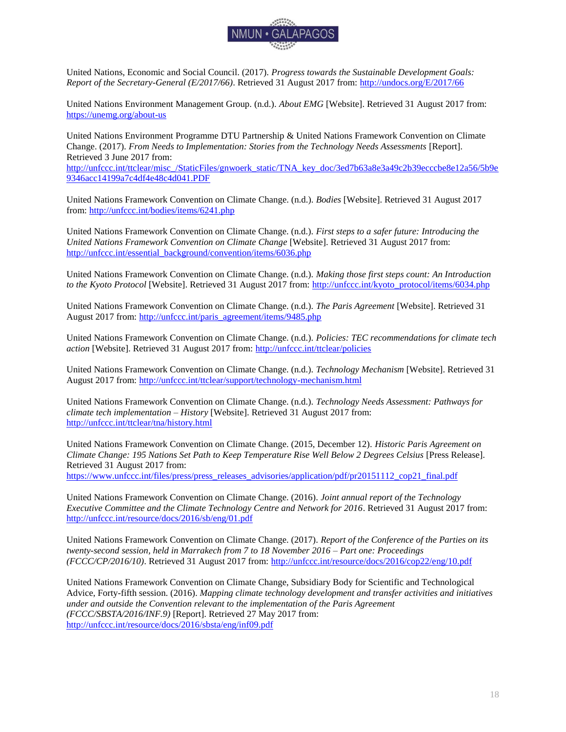United Nations, Economic and Social Council. (2017). *Progress towards the Sustainable Development Goals: Report of the Secretary-General (E/2017/66)*. Retrieved 31 August 2017 from: http://undocs.org/E/2017/66

United Nations Environment Management Group. (n.d.). *About EMG* [Website]. Retrieved 31 August 2017 from: https://unemg.org/about-us

United Nations Environment Programme DTU Partnership & United Nations Framework Convention on Climate Change. (2017). *From Needs to Implementation: Stories from the Technology Needs Assessments* [Report]. Retrieved 3 June 2017 from: http://unfccc.int/ttclear/misc_/StaticFiles/gnwoerk_static/TNA_key_doc/3ed7b63a8e3a49c2b39ecccbe8e12a56/5b9e9346acc14199a7c4df4e48c4d041.PDF

United Nations Framework Convention on Climate Change. (n.d.). *Bodies* [Website]. Retrieved 31 August 2017 from: http://unfccc.int/bodies/items/6241.php

United Nations Framework Convention on Climate Change. (n.d.). *First steps to a safer future: Introducing the United Nations Framework Convention on Climate Change* [Website]. Retrieved 31 August 2017 from: http://unfccc.int/essential_background/convention/items/6036.php

United Nations Framework Convention on Climate Change. (n.d.). *Making those first steps count: An Introduction to the Kyoto Protocol* [Website]. Retrieved 31 August 2017 from: http://unfccc.int/kyoto_protocol/items/6034.php

United Nations Framework Convention on Climate Change. (n.d.). *The Paris Agreement* [Website]. Retrieved 31 August 2017 from: http://unfccc.int/paris_agreement/items/9485.php

United Nations Framework Convention on Climate Change. (n.d.). *Policies: TEC recommendations for climate tech action* [Website]. Retrieved 31 August 2017 from: http://unfccc.int/ttclear/policies

United Nations Framework Convention on Climate Change. (n.d.). *Technology Mechanism* [Website]. Retrieved 31 August 2017 from: http://unfccc.int/ttclear/support/technology-mechanism.html

United Nations Framework Convention on Climate Change. (n.d.). *Technology Needs Assessment: Pathways for climate tech implementation – History* [Website]. Retrieved 31 August 2017 from: http://unfccc.int/ttclear/tna/history.html

United Nations Framework Convention on Climate Change. (2015, December 12). *Historic Paris Agreement on Climate Change: 195 Nations Set Path to Keep Temperature Rise Well Below 2 Degrees Celsius* [Press Release]. Retrieved 31 August 2017 from: https://www.unfccc.int/files/press/press_releases_advisories/application/pdf/pr20151112_cop21_final.pdf

United Nations Framework Convention on Climate Change. (2016). *Joint annual report of the Technology Executive Committee and the Climate Technology Centre and Network for 2016*. Retrieved 31 August 2017 from: http://unfccc.int/resource/docs/2016/sb/eng/01.pdf

United Nations Framework Convention on Climate Change. (2017). *Report of the Conference of the Parties on its twenty-second session, held in Marrakech from 7 to 18 November 2016 – Part one: Proceedings (FCCC/CP/2016/10)*. Retrieved 31 August 2017 from: http://unfccc.int/resource/docs/2016/cop22/eng/10.pdf

United Nations Framework Convention on Climate Change, Subsidiary Body for Scientific and Technological Advice, Forty-fifth session. (2016). *Mapping climate technology development and transfer activities and initiatives under and outside the Convention relevant to the implementation of the Paris Agreement (FCCC/SBSTA/2016/INF.9)* [Report]. Retrieved 27 May 2017 from: http://unfccc.int/resource/docs/2016/sbsta/eng/inf09.pdf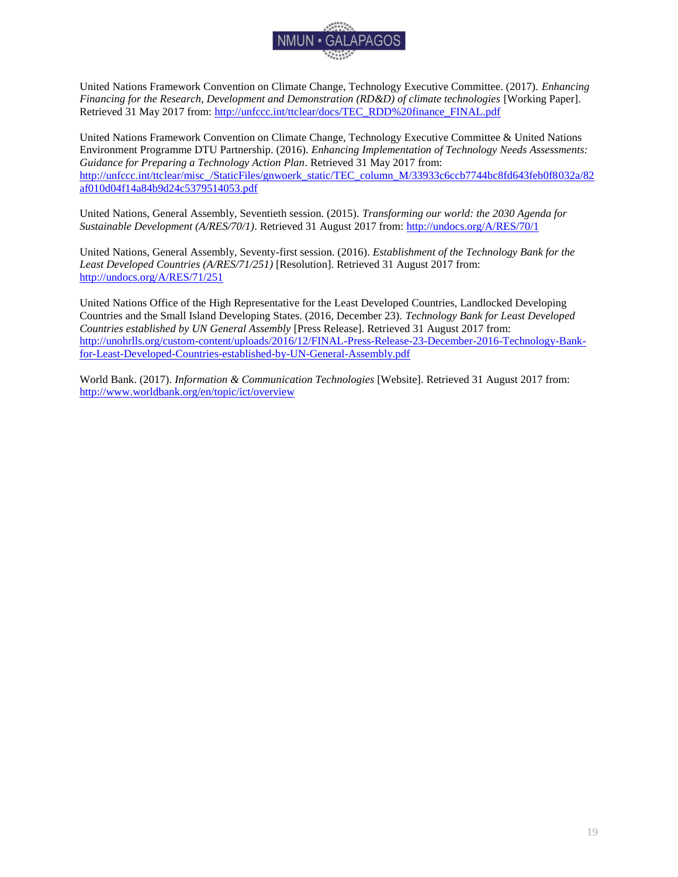United Nations Framework Convention on Climate Change, Technology Executive Committee. (2017). *Enhancing Financing for the Research, Development and Demonstration (RD&D) of climate technologies* [Working Paper]. Retrieved 31 May 2017 from: http://unfccc.int/ttclear/docs/TEC_RDD%20finance_FINAL.pdf

United Nations Framework Convention on Climate Change, Technology Executive Committee & United Nations Environment Programme DTU Partnership. (2016). *Enhancing Implementation of Technology Needs Assessments: Guidance for Preparing a Technology Action Plan*. Retrieved 31 May 2017 from: http://unfccc.int/ttclear/misc_/StaticFiles/gnwoerk_static/TEC_column_M/33933c6ccb7744bc8fd643feb0f8032a/82af010d04f14a84b9d24c5379514053.pdf

United Nations, General Assembly, Seventieth session. (2015). *Transforming our world: the 2030 Agenda for Sustainable Development (A/RES/70/1)*. Retrieved 31 August 2017 from: http://undocs.org/A/RES/70/1

United Nations, General Assembly, Seventy-first session. (2016). *Establishment of the Technology Bank for the Least Developed Countries (A/RES/71/251)* [Resolution]. Retrieved 31 August 2017 from: http://undocs.org/A/RES/71/251

United Nations Office of the High Representative for the Least Developed Countries, Landlocked Developing Countries and the Small Island Developing States. (2016, December 23). *Technology Bank for Least Developed Countries established by UN General Assembly* [Press Release]. Retrieved 31 August 2017 from: http://unohrlls.org/custom-content/uploads/2016/12/FINAL-Press-Release-23-December-2016-Technology-Bank-for-Least-Developed-Countries-established-by-UN-General-Assembly.pdf

World Bank. (2017). *Information & Communication Technologies* [Website]. Retrieved 31 August 2017 from: http://www.worldbank.org/en/topic/ict/overview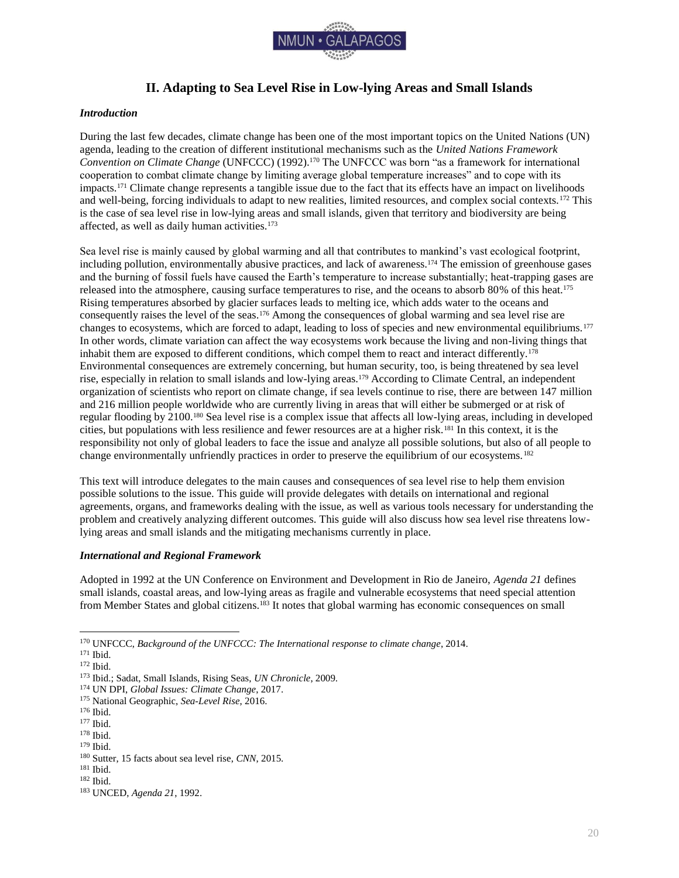## II. Adapting to Sea Level Rise in Low-lying Areas and Small Islands

### *Introduction*

During the last few decades, climate change has been one of the most important topics on the United Nations (UN) agenda, leading to the creation of different institutional mechanisms such as the *United Nations Framework Convention on Climate Change* (UNFCCC) (1992).[170] The UNFCCC was born "as a framework for international cooperation to combat climate change by limiting average global temperature increases" and to cope with its impacts.[171] Climate change represents a tangible issue due to the fact that its effects have an impact on livelihoods and well-being, forcing individuals to adapt to new realities, limited resources, and complex social contexts.[172] This is the case of sea level rise in low-lying areas and small islands, given that territory and biodiversity are being affected, as well as daily human activities.[173]

Sea level rise is mainly caused by global warming and all that contributes to mankind's vast ecological footprint, including pollution, environmentally abusive practices, and lack of awareness.[174] The emission of greenhouse gases and the burning of fossil fuels have caused the Earth's temperature to increase substantially; heat-trapping gases are released into the atmosphere, causing surface temperatures to rise, and the oceans to absorb 80% of this heat.[175] Rising temperatures absorbed by glacier surfaces leads to melting ice, which adds water to the oceans and consequently raises the level of the seas.[176] Among the consequences of global warming and sea level rise are changes to ecosystems, which are forced to adapt, leading to loss of species and new environmental equilibriums.[177] In other words, climate variation can affect the way ecosystems work because the living and non-living things that inhabit them are exposed to different conditions, which compel them to react and interact differently.[178] Environmental consequences are extremely concerning, but human security, too, is being threatened by sea level rise, especially in relation to small islands and low-lying areas.[179] According to Climate Central, an independent organization of scientists who report on climate change, if sea levels continue to rise, there are between 147 million and 216 million people worldwide who are currently living in areas that will either be submerged or at risk of regular flooding by 2100.[180] Sea level rise is a complex issue that affects all low-lying areas, including in developed cities, but populations with less resilience and fewer resources are at a higher risk.[181] In this context, it is the responsibility not only of global leaders to face the issue and analyze all possible solutions, but also of all people to change environmentally unfriendly practices in order to preserve the equilibrium of our ecosystems.[182]

This text will introduce delegates to the main causes and consequences of sea level rise to help them envision possible solutions to the issue. This guide will provide delegates with details on international and regional agreements, organs, and frameworks dealing with the issue, as well as various tools necessary for understanding the problem and creatively analyzing different outcomes. This guide will also discuss how sea level rise threatens low-lying areas and small islands and the mitigating mechanisms currently in place.

### *International and Regional Framework*

Adopted in 1992 at the UN Conference on Environment and Development in Rio de Janeiro, *Agenda 21* defines small islands, coastal areas, and low-lying areas as fragile and vulnerable ecosystems that need special attention from Member States and global citizens.[183] It notes that global warming has economic consequences on small

---

[170] UNFCCC, *Background of the UNFCCC: The International response to climate change*, 2014.
[171] Ibid.
[172] Ibid.
[173] Ibid.; Sadat, Small Islands, Rising Seas, *UN Chronicle*, 2009.
[174] UN DPI, *Global Issues: Climate Change*, 2017.
[175] National Geographic, *Sea-Level Rise*, 2016.
[176] Ibid.
[177] Ibid.
[178] Ibid.
[179] Ibid.
[180] Sutter, 15 facts about sea level rise, *CNN*, 2015.
[181] Ibid.
[182] Ibid.
[183] UNCED, *Agenda 21*, 1992.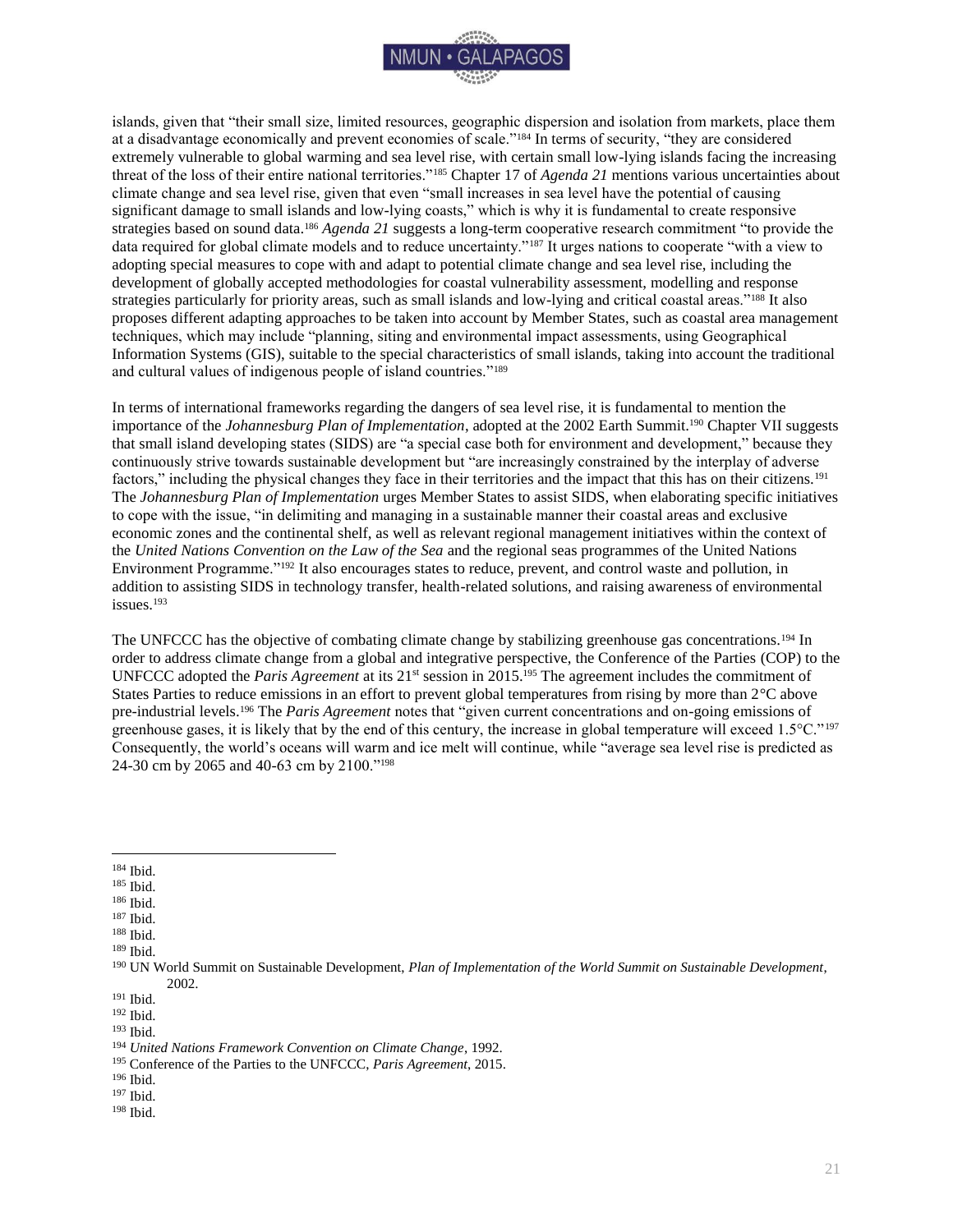islands, given that "their small size, limited resources, geographic dispersion and isolation from markets, place them at a disadvantage economically and prevent economies of scale."[184] In terms of security, "they are considered extremely vulnerable to global warming and sea level rise, with certain small low-lying islands facing the increasing threat of the loss of their entire national territories."[185] Chapter 17 of *Agenda 21* mentions various uncertainties about climate change and sea level rise, given that even "small increases in sea level have the potential of causing significant damage to small islands and low-lying coasts," which is why it is fundamental to create responsive strategies based on sound data.[186] *Agenda 21* suggests a long-term cooperative research commitment "to provide the data required for global climate models and to reduce uncertainty."[187] It urges nations to cooperate "with a view to adopting special measures to cope with and adapt to potential climate change and sea level rise, including the development of globally accepted methodologies for coastal vulnerability assessment, modelling and response strategies particularly for priority areas, such as small islands and low-lying and critical coastal areas."[188] It also proposes different adapting approaches to be taken into account by Member States, such as coastal area management techniques, which may include "planning, siting and environmental impact assessments, using Geographical Information Systems (GIS), suitable to the special characteristics of small islands, taking into account the traditional and cultural values of indigenous people of island countries."[189]

In terms of international frameworks regarding the dangers of sea level rise, it is fundamental to mention the importance of the *Johannesburg Plan of Implementation*, adopted at the 2002 Earth Summit.[190] Chapter VII suggests that small island developing states (SIDS) are "a special case both for environment and development," because they continuously strive towards sustainable development but "are increasingly constrained by the interplay of adverse factors," including the physical changes they face in their territories and the impact that this has on their citizens.[191] The *Johannesburg Plan of Implementation* urges Member States to assist SIDS, when elaborating specific initiatives to cope with the issue, "in delimiting and managing in a sustainable manner their coastal areas and exclusive economic zones and the continental shelf, as well as relevant regional management initiatives within the context of the *United Nations Convention on the Law of the Sea* and the regional seas programmes of the United Nations Environment Programme."[192] It also encourages states to reduce, prevent, and control waste and pollution, in addition to assisting SIDS in technology transfer, health-related solutions, and raising awareness of environmental issues.[193]

The UNFCCC has the objective of combating climate change by stabilizing greenhouse gas concentrations.[194] In order to address climate change from a global and integrative perspective, the Conference of the Parties (COP) to the UNFCCC adopted the *Paris Agreement* at its 21st session in 2015.[195] The agreement includes the commitment of States Parties to reduce emissions in an effort to prevent global temperatures from rising by more than 2°C above pre-industrial levels.[196] The *Paris Agreement* notes that "given current concentrations and on-going emissions of greenhouse gases, it is likely that by the end of this century, the increase in global temperature will exceed 1.5°C."[197] Consequently, the world's oceans will warm and ice melt will continue, while "average sea level rise is predicted as 24-30 cm by 2065 and 40-63 cm by 2100."[198]

---

[184] Ibid.
[185] Ibid.
[186] Ibid.
[187] Ibid.
[188] Ibid.
[189] Ibid.
[190] UN World Summit on Sustainable Development, *Plan of Implementation of the World Summit on Sustainable Development*, 2002.
[191] Ibid.
[192] Ibid.
[193] Ibid.
[194] *United Nations Framework Convention on Climate Change*, 1992.
[195] Conference of the Parties to the UNFCCC, *Paris Agreement*, 2015.
[196] Ibid.
[197] Ibid.
[198] Ibid.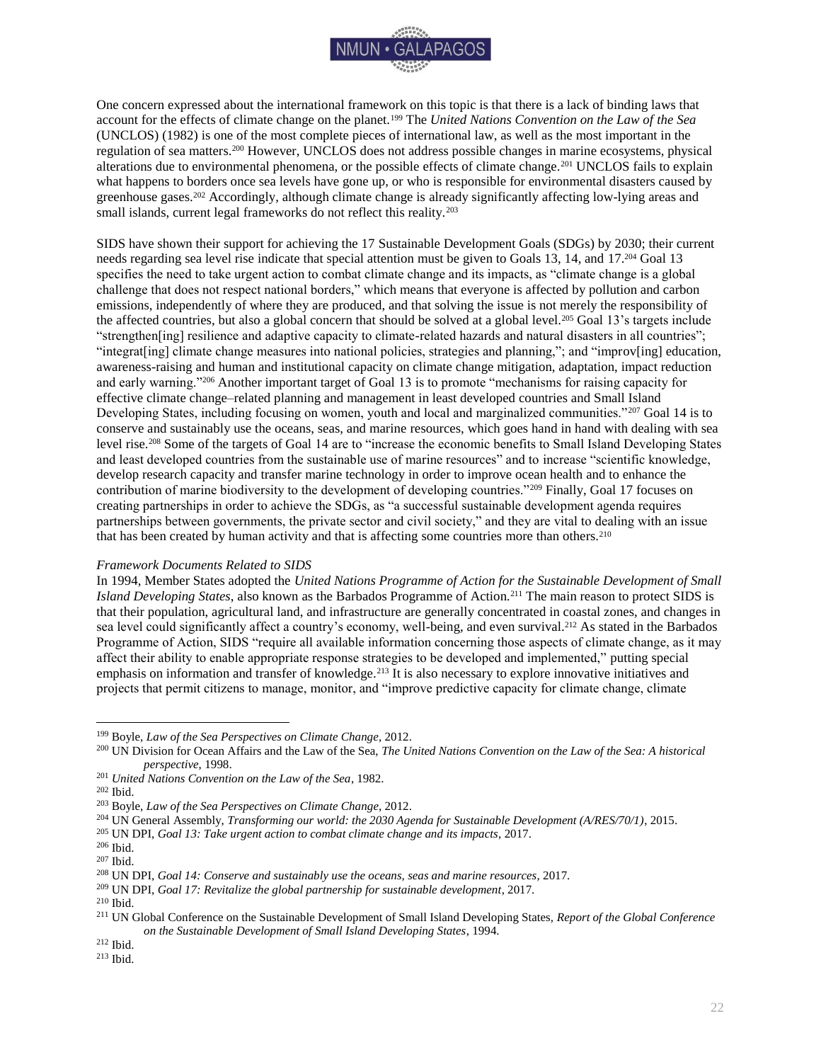One concern expressed about the international framework on this topic is that there is a lack of binding laws that account for the effects of climate change on the planet.[199] The *United Nations Convention on the Law of the Sea* (UNCLOS) (1982) is one of the most complete pieces of international law, as well as the most important in the regulation of sea matters.[200] However, UNCLOS does not address possible changes in marine ecosystems, physical alterations due to environmental phenomena, or the possible effects of climate change.[201] UNCLOS fails to explain what happens to borders once sea levels have gone up, or who is responsible for environmental disasters caused by greenhouse gases.[202] Accordingly, although climate change is already significantly affecting low-lying areas and small islands, current legal frameworks do not reflect this reality.[203]

SIDS have shown their support for achieving the 17 Sustainable Development Goals (SDGs) by 2030; their current needs regarding sea level rise indicate that special attention must be given to Goals 13, 14, and 17.[204] Goal 13 specifies the need to take urgent action to combat climate change and its impacts, as "climate change is a global challenge that does not respect national borders," which means that everyone is affected by pollution and carbon emissions, independently of where they are produced, and that solving the issue is not merely the responsibility of the affected countries, but also a global concern that should be solved at a global level.[205] Goal 13's targets include "strengthen[ing] resilience and adaptive capacity to climate-related hazards and natural disasters in all countries"; "integrat[ing] climate change measures into national policies, strategies and planning,"; and "improv[ing] education, awareness-raising and human and institutional capacity on climate change mitigation, adaptation, impact reduction and early warning."[206] Another important target of Goal 13 is to promote "mechanisms for raising capacity for effective climate change–related planning and management in least developed countries and Small Island Developing States, including focusing on women, youth and local and marginalized communities."[207] Goal 14 is to conserve and sustainably use the oceans, seas, and marine resources, which goes hand in hand with dealing with sea level rise.[208] Some of the targets of Goal 14 are to "increase the economic benefits to Small Island Developing States and least developed countries from the sustainable use of marine resources" and to increase "scientific knowledge, develop research capacity and transfer marine technology in order to improve ocean health and to enhance the contribution of marine biodiversity to the development of developing countries."[209] Finally, Goal 17 focuses on creating partnerships in order to achieve the SDGs, as "a successful sustainable development agenda requires partnerships between governments, the private sector and civil society," and they are vital to dealing with an issue that has been created by human activity and that is affecting some countries more than others.[210]

### *Framework Documents Related to SIDS*

In 1994, Member States adopted the *United Nations Programme of Action for the Sustainable Development of Small Island Developing States*, also known as the Barbados Programme of Action.[211] The main reason to protect SIDS is that their population, agricultural land, and infrastructure are generally concentrated in coastal zones, and changes in sea level could significantly affect a country's economy, well-being, and even survival.[212] As stated in the Barbados Programme of Action, SIDS "require all available information concerning those aspects of climate change, as it may affect their ability to enable appropriate response strategies to be developed and implemented," putting special emphasis on information and transfer of knowledge.[213] It is also necessary to explore innovative initiatives and projects that permit citizens to manage, monitor, and "improve predictive capacity for climate change, climate

---

[199] Boyle, *Law of the Sea Perspectives on Climate Change*, 2012.
[200] UN Division for Ocean Affairs and the Law of the Sea, *The United Nations Convention on the Law of the Sea: A historical perspective*, 1998.
[201] *United Nations Convention on the Law of the Sea*, 1982.
[202] Ibid.
[203] Boyle, *Law of the Sea Perspectives on Climate Change*, 2012.
[204] UN General Assembly, *Transforming our world: the 2030 Agenda for Sustainable Development (A/RES/70/1)*, 2015.
[205] UN DPI, *Goal 13: Take urgent action to combat climate change and its impacts*, 2017.
[206] Ibid.
[207] Ibid.
[208] UN DPI, *Goal 14: Conserve and sustainably use the oceans, seas and marine resources*, 2017.
[209] UN DPI, *Goal 17: Revitalize the global partnership for sustainable development*, 2017.
[210] Ibid.
[211] UN Global Conference on the Sustainable Development of Small Island Developing States, *Report of the Global Conference on the Sustainable Development of Small Island Developing States*, 1994.
[212] Ibid.
[213] Ibid.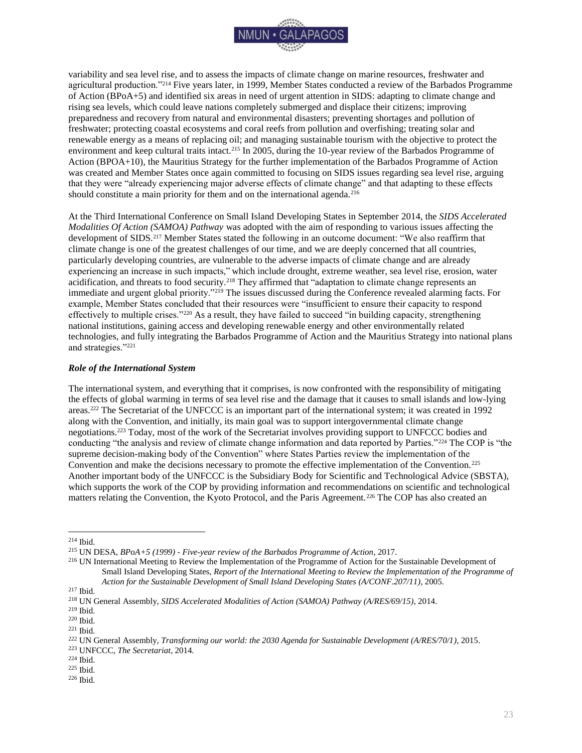variability and sea level rise, and to assess the impacts of climate change on marine resources, freshwater and agricultural production."[214] Five years later, in 1999, Member States conducted a review of the Barbados Programme of Action (BPoA+5) and identified six areas in need of urgent attention in SIDS: adapting to climate change and rising sea levels, which could leave nations completely submerged and displace their citizens; improving preparedness and recovery from natural and environmental disasters; preventing shortages and pollution of freshwater; protecting coastal ecosystems and coral reefs from pollution and overfishing; treating solar and renewable energy as a means of replacing oil; and managing sustainable tourism with the objective to protect the environment and keep cultural traits intact.[215] In 2005, during the 10-year review of the Barbados Programme of Action (BPOA+10), the Mauritius Strategy for the further implementation of the Barbados Programme of Action was created and Member States once again committed to focusing on SIDS issues regarding sea level rise, arguing that they were "already experiencing major adverse effects of climate change" and that adapting to these effects should constitute a main priority for them and on the international agenda.[216]

At the Third International Conference on Small Island Developing States in September 2014, the *SIDS Accelerated Modalities Of Action (SAMOA) Pathway* was adopted with the aim of responding to various issues affecting the development of SIDS.[217] Member States stated the following in an outcome document: "We also reaffirm that climate change is one of the greatest challenges of our time, and we are deeply concerned that all countries, particularly developing countries, are vulnerable to the adverse impacts of climate change and are already experiencing an increase in such impacts," which include drought, extreme weather, sea level rise, erosion, water acidification, and threats to food security.[218] They affirmed that "adaptation to climate change represents an immediate and urgent global priority."[219] The issues discussed during the Conference revealed alarming facts. For example, Member States concluded that their resources were "insufficient to ensure their capacity to respond effectively to multiple crises."[220] As a result, they have failed to succeed "in building capacity, strengthening national institutions, gaining access and developing renewable energy and other environmentally related technologies, and fully integrating the Barbados Programme of Action and the Mauritius Strategy into national plans and strategies."[221]

### *Role of the International System*

The international system, and everything that it comprises, is now confronted with the responsibility of mitigating the effects of global warming in terms of sea level rise and the damage that it causes to small islands and low-lying areas.[222] The Secretariat of the UNFCCC is an important part of the international system; it was created in 1992 along with the Convention, and initially, its main goal was to support intergovernmental climate change negotiations.[223] Today, most of the work of the Secretariat involves providing support to UNFCCC bodies and conducting "the analysis and review of climate change information and data reported by Parties."[224] The COP is "the supreme decision-making body of the Convention" where States Parties review the implementation of the Convention and make the decisions necessary to promote the effective implementation of the Convention.[225] Another important body of the UNFCCC is the Subsidiary Body for Scientific and Technological Advice (SBSTA), which supports the work of the COP by providing information and recommendations on scientific and technological matters relating the Convention, the Kyoto Protocol, and the Paris Agreement.[226] The COP has also created an

---

[214] Ibid.

[215] UN DESA, *BPoA+5 (1999) - Five-year review of the Barbados Programme of Action*, 2017.

[216] UN International Meeting to Review the Implementation of the Programme of Action for the Sustainable Development of Small Island Developing States, *Report of the International Meeting to Review the Implementation of the Programme of Action for the Sustainable Development of Small Island Developing States (A/CONF.207/11)*, 2005.

[217] Ibid.

[218] UN General Assembly, *SIDS Accelerated Modalities of Action (SAMOA) Pathway (A/RES/69/15)*, 2014.

[219] Ibid.

[220] Ibid.

[221] Ibid.

[222] UN General Assembly, *Transforming our world: the 2030 Agenda for Sustainable Development (A/RES/70/1)*, 2015.

[223] UNFCCC, *The Secretariat*, 2014.

[224] Ibid.

[225] Ibid.

[226] Ibid.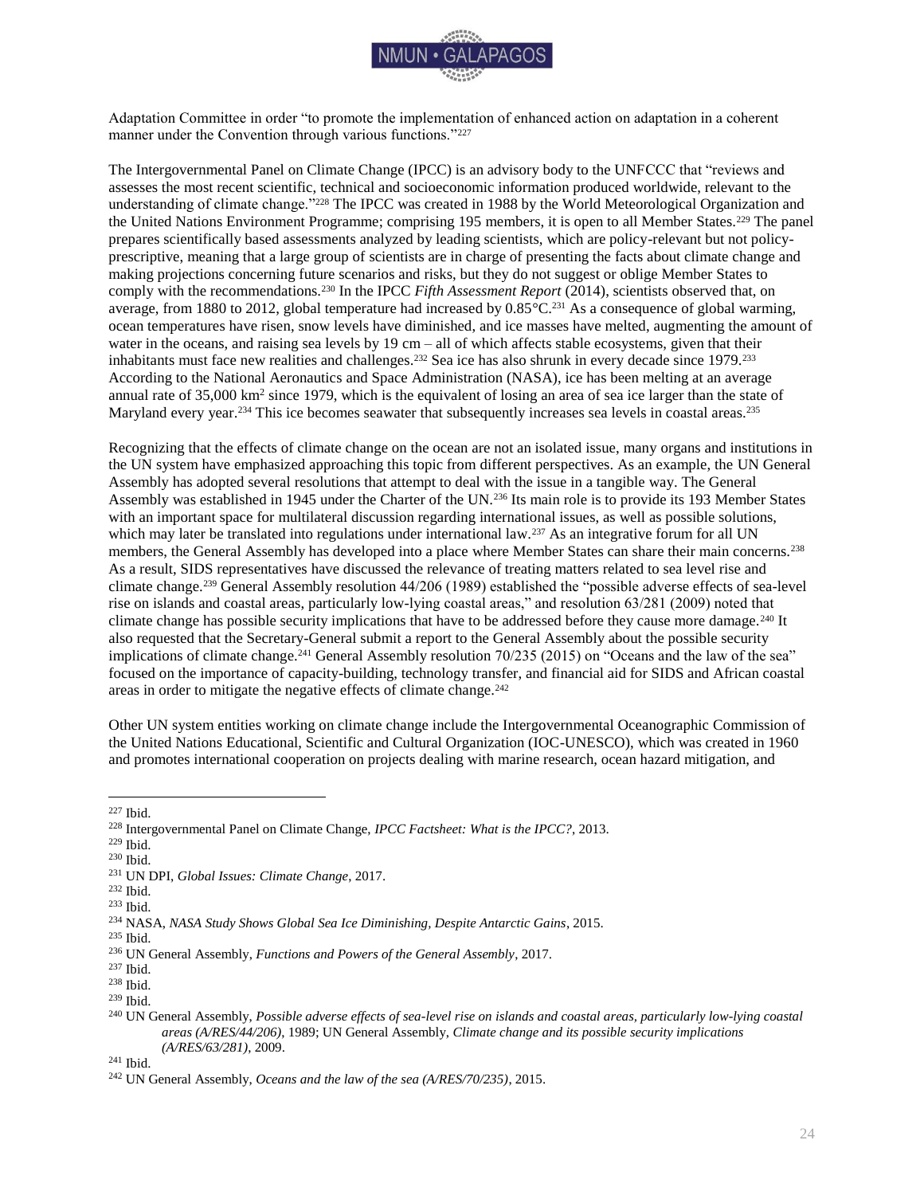Adaptation Committee in order "to promote the implementation of enhanced action on adaptation in a coherent manner under the Convention through various functions."[227]

The Intergovernmental Panel on Climate Change (IPCC) is an advisory body to the UNFCCC that "reviews and assesses the most recent scientific, technical and socioeconomic information produced worldwide, relevant to the understanding of climate change."[228] The IPCC was created in 1988 by the World Meteorological Organization and the United Nations Environment Programme; comprising 195 members, it is open to all Member States.[229] The panel prepares scientifically based assessments analyzed by leading scientists, which are policy-relevant but not policy-prescriptive, meaning that a large group of scientists are in charge of presenting the facts about climate change and making projections concerning future scenarios and risks, but they do not suggest or oblige Member States to comply with the recommendations.[230] In the IPCC *Fifth Assessment Report* (2014), scientists observed that, on average, from 1880 to 2012, global temperature had increased by 0.85°C.[231] As a consequence of global warming, ocean temperatures have risen, snow levels have diminished, and ice masses have melted, augmenting the amount of water in the oceans, and raising sea levels by 19 cm – all of which affects stable ecosystems, given that their inhabitants must face new realities and challenges.[232] Sea ice has also shrunk in every decade since 1979.[233] According to the National Aeronautics and Space Administration (NASA), ice has been melting at an average annual rate of 35,000 km² since 1979, which is the equivalent of losing an area of sea ice larger than the state of Maryland every year.[234] This ice becomes seawater that subsequently increases sea levels in coastal areas.[235]

Recognizing that the effects of climate change on the ocean are not an isolated issue, many organs and institutions in the UN system have emphasized approaching this topic from different perspectives. As an example, the UN General Assembly has adopted several resolutions that attempt to deal with the issue in a tangible way. The General Assembly was established in 1945 under the Charter of the UN.[236] Its main role is to provide its 193 Member States with an important space for multilateral discussion regarding international issues, as well as possible solutions, which may later be translated into regulations under international law.[237] As an integrative forum for all UN members, the General Assembly has developed into a place where Member States can share their main concerns.[238] As a result, SIDS representatives have discussed the relevance of treating matters related to sea level rise and climate change.[239] General Assembly resolution 44/206 (1989) established the "possible adverse effects of sea-level rise on islands and coastal areas, particularly low-lying coastal areas," and resolution 63/281 (2009) noted that climate change has possible security implications that have to be addressed before they cause more damage.[240] It also requested that the Secretary-General submit a report to the General Assembly about the possible security implications of climate change.[241] General Assembly resolution 70/235 (2015) on "Oceans and the law of the sea" focused on the importance of capacity-building, technology transfer, and financial aid for SIDS and African coastal areas in order to mitigate the negative effects of climate change.[242]

Other UN system entities working on climate change include the Intergovernmental Oceanographic Commission of the United Nations Educational, Scientific and Cultural Organization (IOC-UNESCO), which was created in 1960 and promotes international cooperation on projects dealing with marine research, ocean hazard mitigation, and

---

[227] Ibid.
[228] Intergovernmental Panel on Climate Change, *IPCC Factsheet: What is the IPCC?*, 2013.
[229] Ibid.
[230] Ibid.
[231] UN DPI, *Global Issues: Climate Change*, 2017.
[232] Ibid.
[233] Ibid.
[234] NASA, *NASA Study Shows Global Sea Ice Diminishing, Despite Antarctic Gains*, 2015.
[235] Ibid.
[236] UN General Assembly, *Functions and Powers of the General Assembly*, 2017.
[237] Ibid.
[238] Ibid.
[239] Ibid.
[240] UN General Assembly, *Possible adverse effects of sea-level rise on islands and coastal areas, particularly low-lying coastal areas (A/RES/44/206)*, 1989; UN General Assembly, *Climate change and its possible security implications (A/RES/63/281)*, 2009.
[241] Ibid.
[242] UN General Assembly, *Oceans and the law of the sea (A/RES/70/235)*, 2015.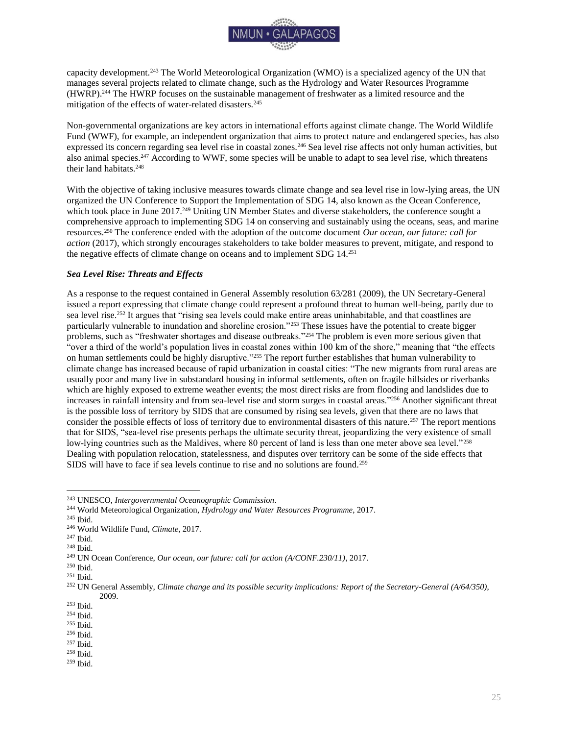capacity development.[243] The World Meteorological Organization (WMO) is a specialized agency of the UN that manages several projects related to climate change, such as the Hydrology and Water Resources Programme (HWRP).[244] The HWRP focuses on the sustainable management of freshwater as a limited resource and the mitigation of the effects of water-related disasters.[245]

Non-governmental organizations are key actors in international efforts against climate change. The World Wildlife Fund (WWF), for example, an independent organization that aims to protect nature and endangered species, has also expressed its concern regarding sea level rise in coastal zones.[246] Sea level rise affects not only human activities, but also animal species.[247] According to WWF, some species will be unable to adapt to sea level rise, which threatens their land habitats.[248]

With the objective of taking inclusive measures towards climate change and sea level rise in low-lying areas, the UN organized the UN Conference to Support the Implementation of SDG 14, also known as the Ocean Conference, which took place in June 2017.[249] Uniting UN Member States and diverse stakeholders, the conference sought a comprehensive approach to implementing SDG 14 on conserving and sustainably using the oceans, seas, and marine resources.[250] The conference ended with the adoption of the outcome document *Our ocean, our future: call for action* (2017), which strongly encourages stakeholders to take bolder measures to prevent, mitigate, and respond to the negative effects of climate change on oceans and to implement SDG 14.[251]

### *Sea Level Rise: Threats and Effects*

As a response to the request contained in General Assembly resolution 63/281 (2009), the UN Secretary-General issued a report expressing that climate change could represent a profound threat to human well-being, partly due to sea level rise.[252] It argues that "rising sea levels could make entire areas uninhabitable, and that coastlines are particularly vulnerable to inundation and shoreline erosion."[253] These issues have the potential to create bigger problems, such as "freshwater shortages and disease outbreaks."[254] The problem is even more serious given that "over a third of the world's population lives in coastal zones within 100 km of the shore," meaning that "the effects on human settlements could be highly disruptive."[255] The report further establishes that human vulnerability to climate change has increased because of rapid urbanization in coastal cities: "The new migrants from rural areas are usually poor and many live in substandard housing in informal settlements, often on fragile hillsides or riverbanks which are highly exposed to extreme weather events; the most direct risks are from flooding and landslides due to increases in rainfall intensity and from sea-level rise and storm surges in coastal areas."[256] Another significant threat is the possible loss of territory by SIDS that are consumed by rising sea levels, given that there are no laws that consider the possible effects of loss of territory due to environmental disasters of this nature.[257] The report mentions that for SIDS, "sea-level rise presents perhaps the ultimate security threat, jeopardizing the very existence of small low-lying countries such as the Maldives, where 80 percent of land is less than one meter above sea level."[258] Dealing with population relocation, statelessness, and disputes over territory can be some of the side effects that SIDS will have to face if sea levels continue to rise and no solutions are found.[259]

---

[243] UNESCO, *Intergovernmental Oceanographic Commission*.
[244] World Meteorological Organization, *Hydrology and Water Resources Programme*, 2017.
[245] Ibid.
[246] World Wildlife Fund, *Climate*, 2017.
[247] Ibid.
[248] Ibid.
[249] UN Ocean Conference, *Our ocean, our future: call for action (A/CONF.230/11)*, 2017.
[250] Ibid.
[251] Ibid.
[252] UN General Assembly, *Climate change and its possible security implications: Report of the Secretary-General (A/64/350)*, 2009.
[253] Ibid.
[254] Ibid.
[255] Ibid.
[256] Ibid.
[257] Ibid.
[258] Ibid.
[259] Ibid.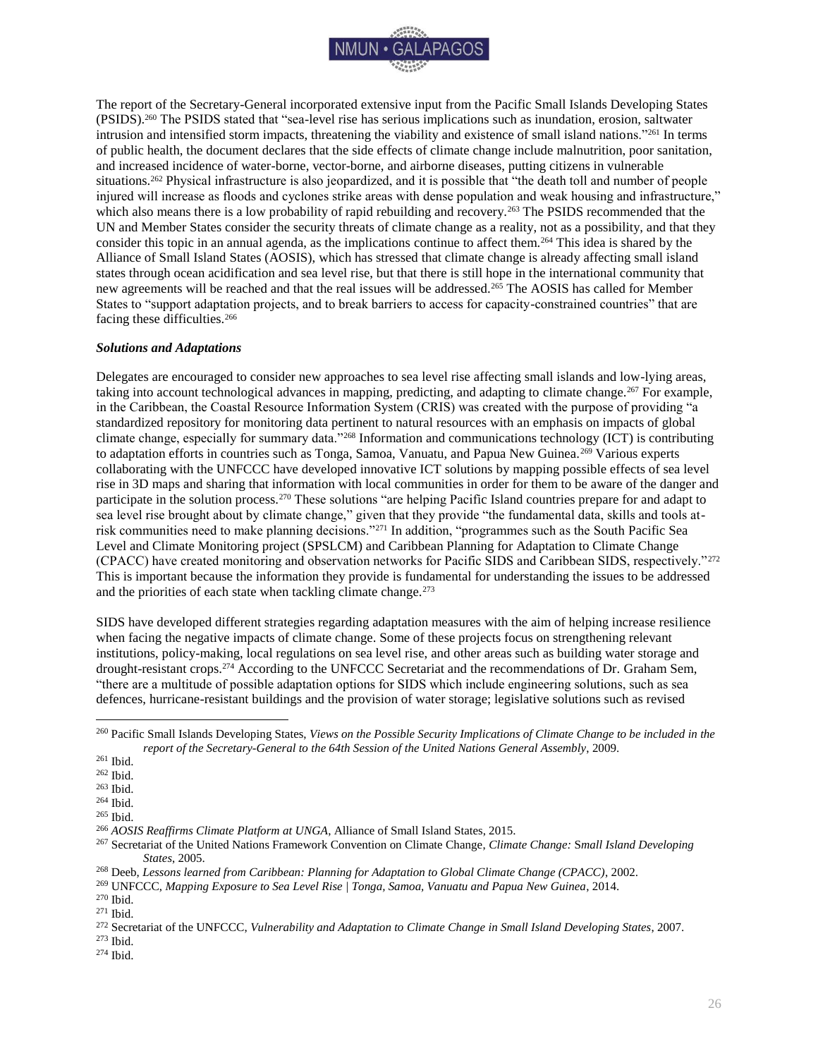The report of the Secretary-General incorporated extensive input from the Pacific Small Islands Developing States (PSIDS).[260] The PSIDS stated that "sea-level rise has serious implications such as inundation, erosion, saltwater intrusion and intensified storm impacts, threatening the viability and existence of small island nations."[261] In terms of public health, the document declares that the side effects of climate change include malnutrition, poor sanitation, and increased incidence of water-borne, vector-borne, and airborne diseases, putting citizens in vulnerable situations.[262] Physical infrastructure is also jeopardized, and it is possible that "the death toll and number of people injured will increase as floods and cyclones strike areas with dense population and weak housing and infrastructure," which also means there is a low probability of rapid rebuilding and recovery.[263] The PSIDS recommended that the UN and Member States consider the security threats of climate change as a reality, not as a possibility, and that they consider this topic in an annual agenda, as the implications continue to affect them.[264] This idea is shared by the Alliance of Small Island States (AOSIS), which has stressed that climate change is already affecting small island states through ocean acidification and sea level rise, but that there is still hope in the international community that new agreements will be reached and that the real issues will be addressed.[265] The AOSIS has called for Member States to "support adaptation projects, and to break barriers to access for capacity-constrained countries" that are facing these difficulties.[266]

### *Solutions and Adaptations*

Delegates are encouraged to consider new approaches to sea level rise affecting small islands and low-lying areas, taking into account technological advances in mapping, predicting, and adapting to climate change.[267] For example, in the Caribbean, the Coastal Resource Information System (CRIS) was created with the purpose of providing "a standardized repository for monitoring data pertinent to natural resources with an emphasis on impacts of global climate change, especially for summary data."[268] Information and communications technology (ICT) is contributing to adaptation efforts in countries such as Tonga, Samoa, Vanuatu, and Papua New Guinea.[269] Various experts collaborating with the UNFCCC have developed innovative ICT solutions by mapping possible effects of sea level rise in 3D maps and sharing that information with local communities in order for them to be aware of the danger and participate in the solution process.[270] These solutions "are helping Pacific Island countries prepare for and adapt to sea level rise brought about by climate change," given that they provide "the fundamental data, skills and tools at-risk communities need to make planning decisions."[271] In addition, "programmes such as the South Pacific Sea Level and Climate Monitoring project (SPSLCM) and Caribbean Planning for Adaptation to Climate Change (CPACC) have created monitoring and observation networks for Pacific SIDS and Caribbean SIDS, respectively."[272] This is important because the information they provide is fundamental for understanding the issues to be addressed and the priorities of each state when tackling climate change.[273]

SIDS have developed different strategies regarding adaptation measures with the aim of helping increase resilience when facing the negative impacts of climate change. Some of these projects focus on strengthening relevant institutions, policy-making, local regulations on sea level rise, and other areas such as building water storage and drought-resistant crops.[274] According to the UNFCCC Secretariat and the recommendations of Dr. Graham Sem, "there are a multitude of possible adaptation options for SIDS which include engineering solutions, such as sea defences, hurricane-resistant buildings and the provision of water storage; legislative solutions such as revised

---

[260] Pacific Small Islands Developing States, *Views on the Possible Security Implications of Climate Change to be included in the report of the Secretary-General to the 64th Session of the United Nations General Assembly*, 2009.
[261] Ibid.
[262] Ibid.
[263] Ibid.
[264] Ibid.
[265] Ibid.
[266] *AOSIS Reaffirms Climate Platform at UNGA*, Alliance of Small Island States, 2015.
[267] Secretariat of the United Nations Framework Convention on Climate Change, *Climate Change: Small Island Developing States*, 2005.
[268] Deeb, *Lessons learned from Caribbean: Planning for Adaptation to Global Climate Change (CPACC)*, 2002.
[269] UNFCCC, *Mapping Exposure to Sea Level Rise | Tonga, Samoa, Vanuatu and Papua New Guinea*, 2014.
[270] Ibid.
[271] Ibid.
[272] Secretariat of the UNFCCC, *Vulnerability and Adaptation to Climate Change in Small Island Developing States*, 2007.
[273] Ibid.
[274] Ibid.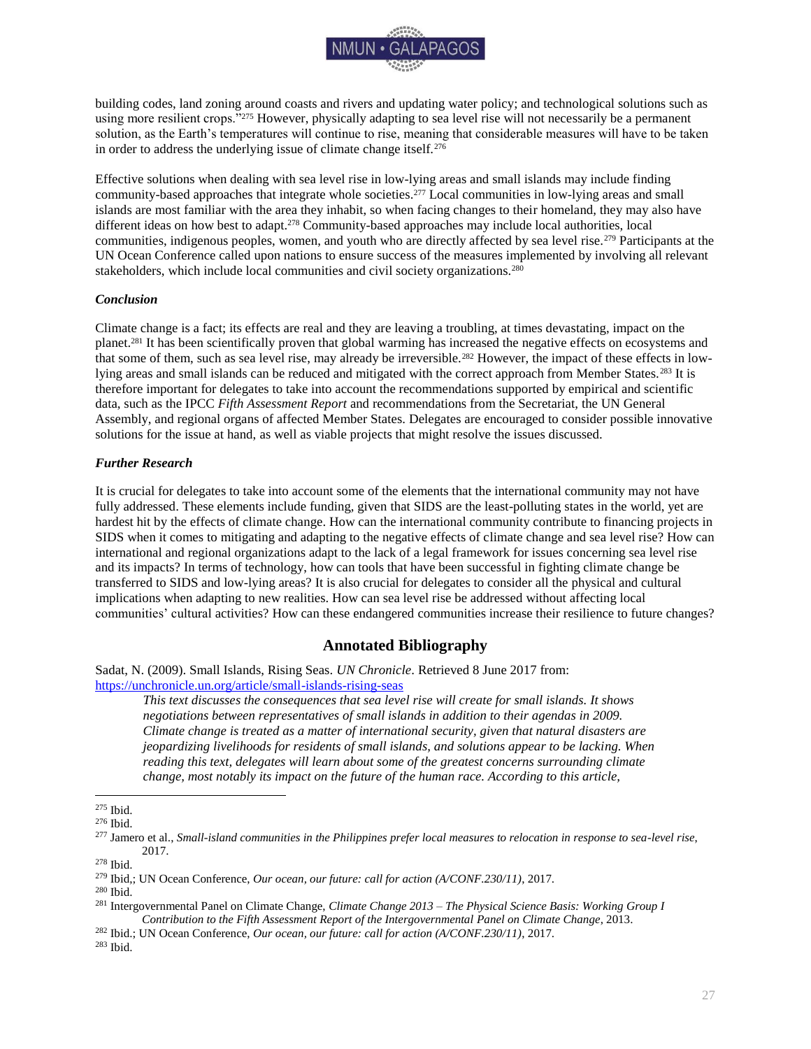building codes, land zoning around coasts and rivers and updating water policy; and technological solutions such as using more resilient crops."[275] However, physically adapting to sea level rise will not necessarily be a permanent solution, as the Earth's temperatures will continue to rise, meaning that considerable measures will have to be taken in order to address the underlying issue of climate change itself.[276]

Effective solutions when dealing with sea level rise in low-lying areas and small islands may include finding community-based approaches that integrate whole societies.[277] Local communities in low-lying areas and small islands are most familiar with the area they inhabit, so when facing changes to their homeland, they may also have different ideas on how best to adapt.[278] Community-based approaches may include local authorities, local communities, indigenous peoples, women, and youth who are directly affected by sea level rise.[279] Participants at the UN Ocean Conference called upon nations to ensure success of the measures implemented by involving all relevant stakeholders, which include local communities and civil society organizations.[280]

### *Conclusion*

Climate change is a fact; its effects are real and they are leaving a troubling, at times devastating, impact on the planet.[281] It has been scientifically proven that global warming has increased the negative effects on ecosystems and that some of them, such as sea level rise, may already be irreversible.[282] However, the impact of these effects in low-lying areas and small islands can be reduced and mitigated with the correct approach from Member States.[283] It is therefore important for delegates to take into account the recommendations supported by empirical and scientific data, such as the IPCC *Fifth Assessment Report* and recommendations from the Secretariat, the UN General Assembly, and regional organs of affected Member States. Delegates are encouraged to consider possible innovative solutions for the issue at hand, as well as viable projects that might resolve the issues discussed.

### *Further Research*

It is crucial for delegates to take into account some of the elements that the international community may not have fully addressed. These elements include funding, given that SIDS are the least-polluting states in the world, yet are hardest hit by the effects of climate change. How can the international community contribute to financing projects in SIDS when it comes to mitigating and adapting to the negative effects of climate change and sea level rise? How can international and regional organizations adapt to the lack of a legal framework for issues concerning sea level rise and its impacts? In terms of technology, how can tools that have been successful in fighting climate change be transferred to SIDS and low-lying areas? It is also crucial for delegates to consider all the physical and cultural implications when adapting to new realities. How can sea level rise be addressed without affecting local communities' cultural activities? How can these endangered communities increase their resilience to future changes?

## Annotated Bibliography

Sadat, N. (2009). Small Islands, Rising Seas. *UN Chronicle*. Retrieved 8 June 2017 from: https://unchronicle.un.org/article/small-islands-rising-seas

> *This text discusses the consequences that sea level rise will create for small islands. It shows negotiations between representatives of small islands in addition to their agendas in 2009. Climate change is treated as a matter of international security, given that natural disasters are jeopardizing livelihoods for residents of small islands, and solutions appear to be lacking. When reading this text, delegates will learn about some of the greatest concerns surrounding climate change, most notably its impact on the future of the human race. According to this article,*

---

[275] Ibid.

[276] Ibid.

[277] Jamero et al., *Small-island communities in the Philippines prefer local measures to relocation in response to sea-level rise*, 2017.

[278] Ibid.

[279] Ibid,; UN Ocean Conference, *Our ocean, our future: call for action (A/CONF.230/11)*, 2017.

[280] Ibid.

[281] Intergovernmental Panel on Climate Change, *Climate Change 2013 – The Physical Science Basis: Working Group I Contribution to the Fifth Assessment Report of the Intergovernmental Panel on Climate Change*, 2013.

[282] Ibid.; UN Ocean Conference, *Our ocean, our future: call for action (A/CONF.230/11)*, 2017.

[283] Ibid.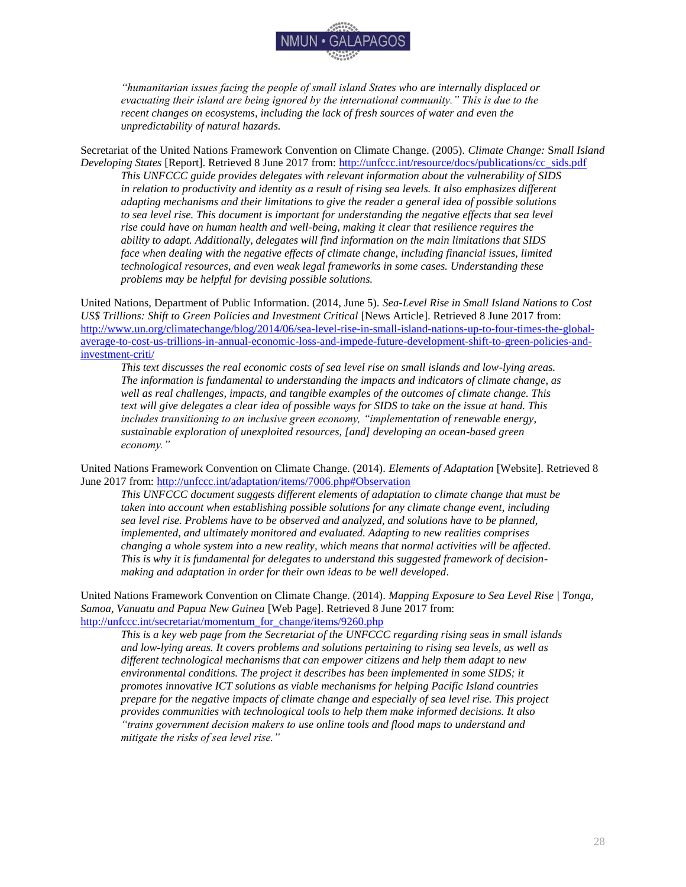*"humanitarian issues facing the people of small island States who are internally displaced or evacuating their island are being ignored by the international community." This is due to the recent changes on ecosystems, including the lack of fresh sources of water and even the unpredictability of natural hazards.*

Secretariat of the United Nations Framework Convention on Climate Change. (2005). *Climate Change: Small Island Developing States* [Report]. Retrieved 8 June 2017 from: http://unfccc.int/resource/docs/publications/cc_sids.pdf

> *This UNFCCC guide provides delegates with relevant information about the vulnerability of SIDS in relation to productivity and identity as a result of rising sea levels. It also emphasizes different adapting mechanisms and their limitations to give the reader a general idea of possible solutions to sea level rise. This document is important for understanding the negative effects that sea level rise could have on human health and well-being, making it clear that resilience requires the ability to adapt. Additionally, delegates will find information on the main limitations that SIDS face when dealing with the negative effects of climate change, including financial issues, limited technological resources, and even weak legal frameworks in some cases. Understanding these problems may be helpful for devising possible solutions.*

United Nations, Department of Public Information. (2014, June 5). *Sea-Level Rise in Small Island Nations to Cost US$ Trillions: Shift to Green Policies and Investment Critical* [News Article]. Retrieved 8 June 2017 from: http://www.un.org/climatechange/blog/2014/06/sea-level-rise-in-small-island-nations-up-to-four-times-the-global-average-to-cost-us-trillions-in-annual-economic-loss-and-impede-future-development-shift-to-green-policies-and-investment-criti/

> *This text discusses the real economic costs of sea level rise on small islands and low-lying areas. The information is fundamental to understanding the impacts and indicators of climate change, as well as real challenges, impacts, and tangible examples of the outcomes of climate change. This text will give delegates a clear idea of possible ways for SIDS to take on the issue at hand. This includes transitioning to an inclusive green economy, "implementation of renewable energy, sustainable exploration of unexploited resources, [and] developing an ocean-based green economy."*

United Nations Framework Convention on Climate Change. (2014). *Elements of Adaptation* [Website]. Retrieved 8 June 2017 from: http://unfccc.int/adaptation/items/7006.php#Observation

> *This UNFCCC document suggests different elements of adaptation to climate change that must be taken into account when establishing possible solutions for any climate change event, including sea level rise. Problems have to be observed and analyzed, and solutions have to be planned, implemented, and ultimately monitored and evaluated. Adapting to new realities comprises changing a whole system into a new reality, which means that normal activities will be affected. This is why it is fundamental for delegates to understand this suggested framework of decision-making and adaptation in order for their own ideas to be well developed.*

United Nations Framework Convention on Climate Change. (2014). *Mapping Exposure to Sea Level Rise | Tonga, Samoa, Vanuatu and Papua New Guinea* [Web Page]. Retrieved 8 June 2017 from: http://unfccc.int/secretariat/momentum_for_change/items/9260.php

> *This is a key web page from the Secretariat of the UNFCCC regarding rising seas in small islands and low-lying areas. It covers problems and solutions pertaining to rising sea levels, as well as different technological mechanisms that can empower citizens and help them adapt to new environmental conditions. The project it describes has been implemented in some SIDS; it promotes innovative ICT solutions as viable mechanisms for helping Pacific Island countries prepare for the negative impacts of climate change and especially of sea level rise. This project provides communities with technological tools to help them make informed decisions. It also "trains government decision makers to use online tools and flood maps to understand and mitigate the risks of sea level rise."*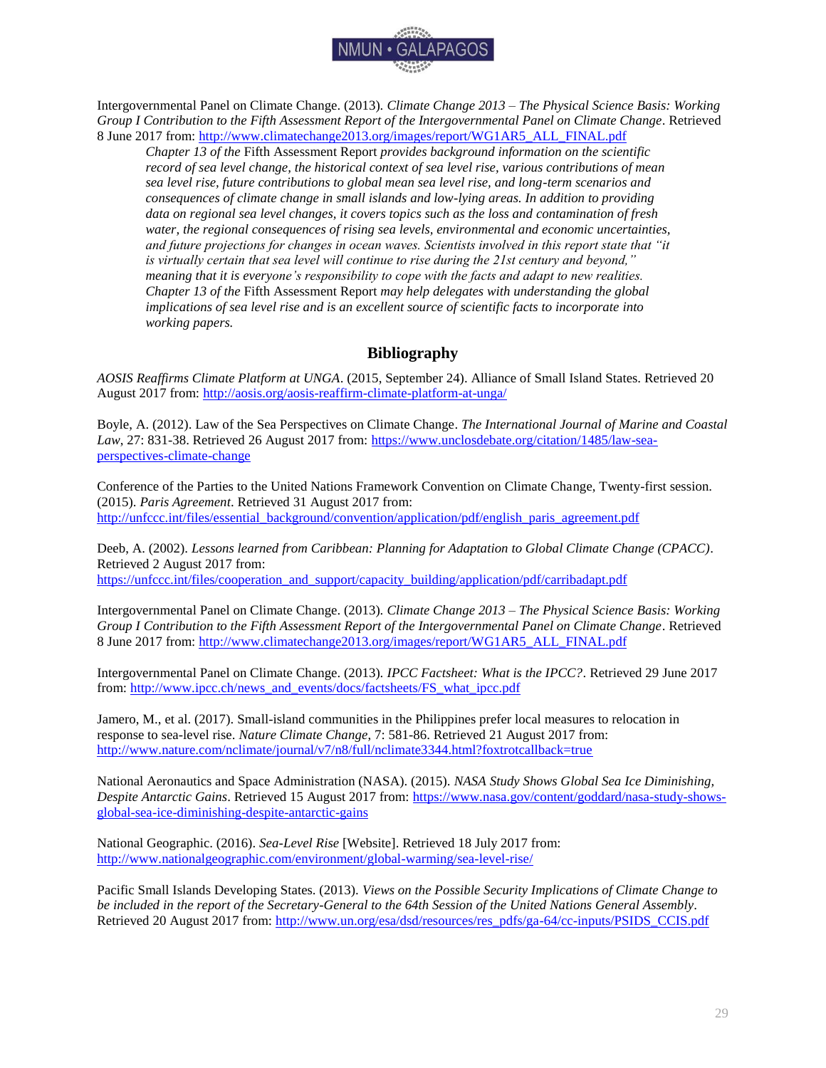Intergovernmental Panel on Climate Change. (2013). *Climate Change 2013 – The Physical Science Basis: Working Group I Contribution to the Fifth Assessment Report of the Intergovernmental Panel on Climate Change*. Retrieved 8 June 2017 from: http://www.climatechange2013.org/images/report/WG1AR5_ALL_FINAL.pdf

> *Chapter 13 of the* Fifth Assessment Report *provides background information on the scientific record of sea level change, the historical context of sea level rise, various contributions of mean sea level rise, future contributions to global mean sea level rise, and future scenarios and consequences of climate change in small islands and low-lying areas. In addition to providing data on regional sea level changes, it covers topics such as the loss and contamination of fresh water, the regional consequences of rising sea levels, environmental and economic uncertainties, and future projections for changes in ocean waves. Scientists involved in this report state that "it is virtually certain that sea level will continue to rise during the 21st century and beyond," meaning that it is everyone's responsibility to cope with the facts and adapt to new realities. Chapter 13 of the* Fifth Assessment Report *may help delegates with understanding the global implications of sea level rise and is an excellent source of scientific facts to incorporate into working papers.*

## Bibliography

*AOSIS Reaffirms Climate Platform at UNGA*. (2015, September 24). Alliance of Small Island States. Retrieved 20 August 2017 from: http://aosis.org/aosis-reaffirm-climate-platform-at-unga/

Boyle, A. (2012). Law of the Sea Perspectives on Climate Change. *The International Journal of Marine and Coastal Law*, 27: 831-38. Retrieved 26 August 2017 from: https://www.unclosdebate.org/citation/1485/law-sea-perspectives-climate-change

Conference of the Parties to the United Nations Framework Convention on Climate Change, Twenty-first session. (2015). *Paris Agreement*. Retrieved 31 August 2017 from: http://unfccc.int/files/essential_background/convention/application/pdf/english_paris_agreement.pdf

Deeb, A. (2002). *Lessons learned from Caribbean: Planning for Adaptation to Global Climate Change (CPACC)*. Retrieved 2 August 2017 from: https://unfccc.int/files/cooperation_and_support/capacity_building/application/pdf/carribadapt.pdf

Intergovernmental Panel on Climate Change. (2013). *Climate Change 2013 – The Physical Science Basis: Working Group I Contribution to the Fifth Assessment Report of the Intergovernmental Panel on Climate Change*. Retrieved 8 June 2017 from: http://www.climatechange2013.org/images/report/WG1AR5_ALL_FINAL.pdf

Intergovernmental Panel on Climate Change. (2013). *IPCC Factsheet: What is the IPCC?*. Retrieved 29 June 2017 from: http://www.ipcc.ch/news_and_events/docs/factsheets/FS_what_ipcc.pdf

Jamero, M., et al. (2017). Small-island communities in the Philippines prefer local measures to relocation in response to sea-level rise. *Nature Climate Change*, 7: 581-86. Retrieved 21 August 2017 from: http://www.nature.com/nclimate/journal/v7/n8/full/nclimate3344.html?foxtrotcallback=true

National Aeronautics and Space Administration (NASA). (2015). *NASA Study Shows Global Sea Ice Diminishing, Despite Antarctic Gains*. Retrieved 15 August 2017 from: https://www.nasa.gov/content/goddard/nasa-study-shows-global-sea-ice-diminishing-despite-antarctic-gains

National Geographic. (2016). *Sea-Level Rise* [Website]. Retrieved 18 July 2017 from: http://www.nationalgeographic.com/environment/global-warming/sea-level-rise/

Pacific Small Islands Developing States. (2013). *Views on the Possible Security Implications of Climate Change to be included in the report of the Secretary-General to the 64th Session of the United Nations General Assembly*. Retrieved 20 August 2017 from: http://www.un.org/esa/dsd/resources/res_pdfs/ga-64/cc-inputs/PSIDS_CCIS.pdf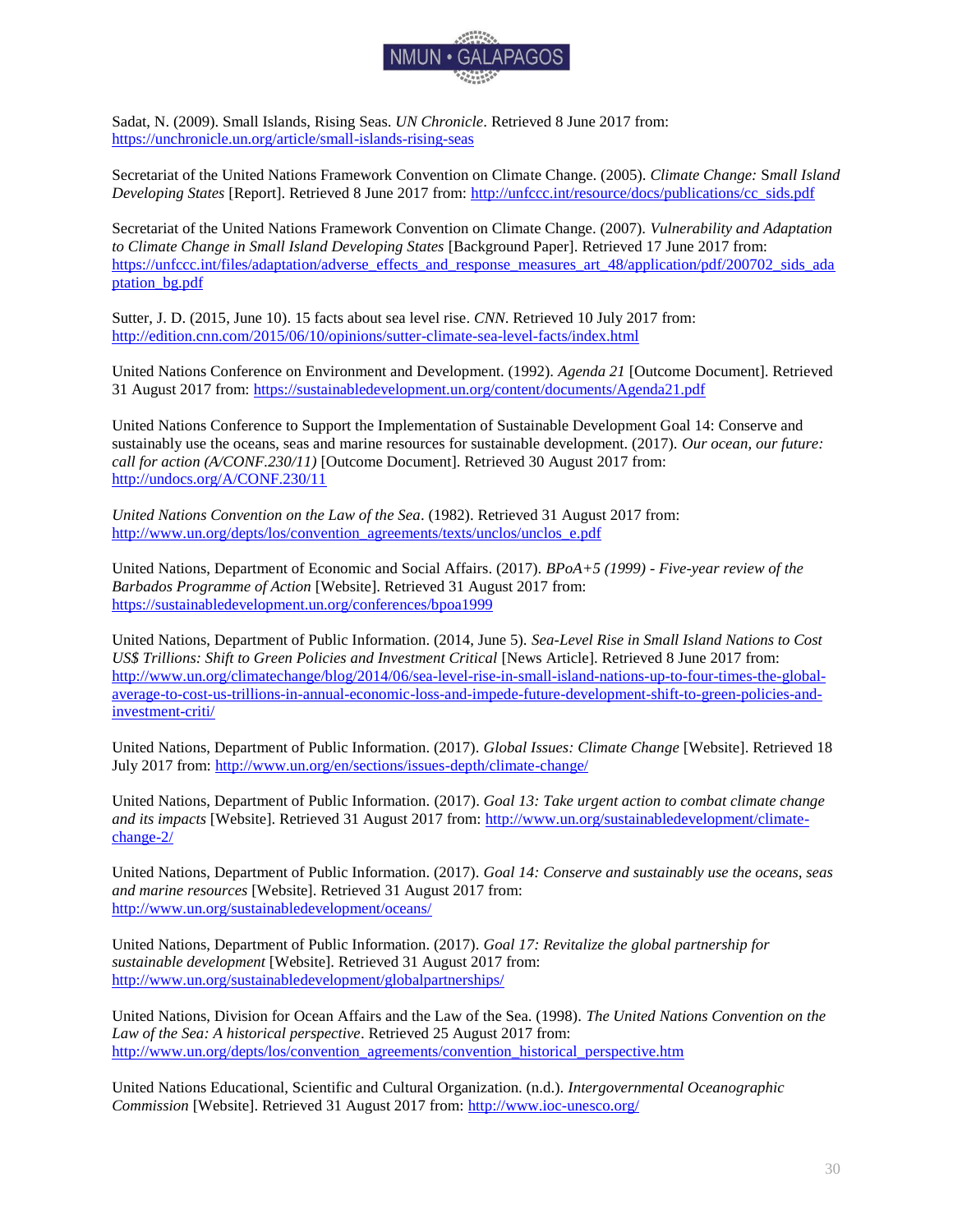Sadat, N. (2009). Small Islands, Rising Seas. *UN Chronicle*. Retrieved 8 June 2017 from: https://unchronicle.un.org/article/small-islands-rising-seas

Secretariat of the United Nations Framework Convention on Climate Change. (2005). *Climate Change: Small Island Developing States* [Report]. Retrieved 8 June 2017 from: http://unfccc.int/resource/docs/publications/cc_sids.pdf

Secretariat of the United Nations Framework Convention on Climate Change. (2007). *Vulnerability and Adaptation to Climate Change in Small Island Developing States* [Background Paper]. Retrieved 17 June 2017 from: https://unfccc.int/files/adaptation/adverse_effects_and_response_measures_art_48/application/pdf/200702_sids_adaptation_bg.pdf

Sutter, J. D. (2015, June 10). 15 facts about sea level rise. *CNN*. Retrieved 10 July 2017 from: http://edition.cnn.com/2015/06/10/opinions/sutter-climate-sea-level-facts/index.html

United Nations Conference on Environment and Development. (1992). *Agenda 21* [Outcome Document]. Retrieved 31 August 2017 from: https://sustainabledevelopment.un.org/content/documents/Agenda21.pdf

United Nations Conference to Support the Implementation of Sustainable Development Goal 14: Conserve and sustainably use the oceans, seas and marine resources for sustainable development. (2017). *Our ocean, our future: call for action (A/CONF.230/11)* [Outcome Document]. Retrieved 30 August 2017 from: http://undocs.org/A/CONF.230/11

*United Nations Convention on the Law of the Sea*. (1982). Retrieved 31 August 2017 from: http://www.un.org/depts/los/convention_agreements/texts/unclos/unclos_e.pdf

United Nations, Department of Economic and Social Affairs. (2017). *BPoA+5 (1999) - Five-year review of the Barbados Programme of Action* [Website]. Retrieved 31 August 2017 from: https://sustainabledevelopment.un.org/conferences/bpoa1999

United Nations, Department of Public Information. (2014, June 5). *Sea-Level Rise in Small Island Nations to Cost US$ Trillions: Shift to Green Policies and Investment Critical* [News Article]. Retrieved 8 June 2017 from: http://www.un.org/climatechange/blog/2014/06/sea-level-rise-in-small-island-nations-up-to-four-times-the-global-average-to-cost-us-trillions-in-annual-economic-loss-and-impede-future-development-shift-to-green-policies-and-investment-criti/

United Nations, Department of Public Information. (2017). *Global Issues: Climate Change* [Website]. Retrieved 18 July 2017 from: http://www.un.org/en/sections/issues-depth/climate-change/

United Nations, Department of Public Information. (2017). *Goal 13: Take urgent action to combat climate change and its impacts* [Website]. Retrieved 31 August 2017 from: http://www.un.org/sustainabledevelopment/climate-change-2/

United Nations, Department of Public Information. (2017). *Goal 14: Conserve and sustainably use the oceans, seas and marine resources* [Website]. Retrieved 31 August 2017 from: http://www.un.org/sustainabledevelopment/oceans/

United Nations, Department of Public Information. (2017). *Goal 17: Revitalize the global partnership for sustainable development* [Website]. Retrieved 31 August 2017 from: http://www.un.org/sustainabledevelopment/globalpartnerships/

United Nations, Division for Ocean Affairs and the Law of the Sea. (1998). *The United Nations Convention on the Law of the Sea: A historical perspective*. Retrieved 25 August 2017 from: http://www.un.org/depts/los/convention_agreements/convention_historical_perspective.htm

United Nations Educational, Scientific and Cultural Organization. (n.d.). *Intergovernmental Oceanographic Commission* [Website]. Retrieved 31 August 2017 from: http://www.ioc-unesco.org/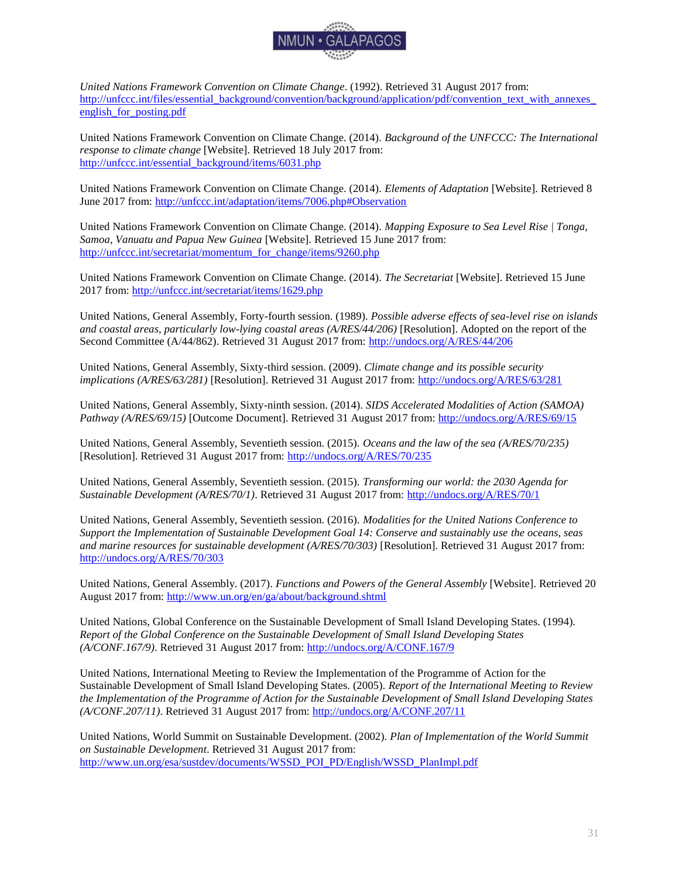*United Nations Framework Convention on Climate Change*. (1992). Retrieved 31 August 2017 from: http://unfccc.int/files/essential_background/convention/background/application/pdf/convention_text_with_annexes_english_for_posting.pdf

United Nations Framework Convention on Climate Change. (2014). *Background of the UNFCCC: The International response to climate change* [Website]. Retrieved 18 July 2017 from: http://unfccc.int/essential_background/items/6031.php

United Nations Framework Convention on Climate Change. (2014). *Elements of Adaptation* [Website]. Retrieved 8 June 2017 from: http://unfccc.int/adaptation/items/7006.php#Observation

United Nations Framework Convention on Climate Change. (2014). *Mapping Exposure to Sea Level Rise | Tonga, Samoa, Vanuatu and Papua New Guinea* [Website]. Retrieved 15 June 2017 from: http://unfccc.int/secretariat/momentum_for_change/items/9260.php

United Nations Framework Convention on Climate Change. (2014). *The Secretariat* [Website]. Retrieved 15 June 2017 from: http://unfccc.int/secretariat/items/1629.php

United Nations, General Assembly, Forty-fourth session. (1989). *Possible adverse effects of sea-level rise on islands and coastal areas, particularly low-lying coastal areas (A/RES/44/206)* [Resolution]. Adopted on the report of the Second Committee (A/44/862). Retrieved 31 August 2017 from: http://undocs.org/A/RES/44/206

United Nations, General Assembly, Sixty-third session. (2009). *Climate change and its possible security implications (A/RES/63/281)* [Resolution]. Retrieved 31 August 2017 from: http://undocs.org/A/RES/63/281

United Nations, General Assembly, Sixty-ninth session. (2014). *SIDS Accelerated Modalities of Action (SAMOA) Pathway (A/RES/69/15)* [Outcome Document]. Retrieved 31 August 2017 from: http://undocs.org/A/RES/69/15

United Nations, General Assembly, Seventieth session. (2015). *Oceans and the law of the sea (A/RES/70/235)* [Resolution]. Retrieved 31 August 2017 from: http://undocs.org/A/RES/70/235

United Nations, General Assembly, Seventieth session. (2015). *Transforming our world: the 2030 Agenda for Sustainable Development (A/RES/70/1)*. Retrieved 31 August 2017 from: http://undocs.org/A/RES/70/1

United Nations, General Assembly, Seventieth session. (2016). *Modalities for the United Nations Conference to Support the Implementation of Sustainable Development Goal 14: Conserve and sustainably use the oceans, seas and marine resources for sustainable development (A/RES/70/303)* [Resolution]. Retrieved 31 August 2017 from: http://undocs.org/A/RES/70/303

United Nations, General Assembly. (2017). *Functions and Powers of the General Assembly* [Website]. Retrieved 20 August 2017 from: http://www.un.org/en/ga/about/background.shtml

United Nations, Global Conference on the Sustainable Development of Small Island Developing States. (1994). *Report of the Global Conference on the Sustainable Development of Small Island Developing States (A/CONF.167/9)*. Retrieved 31 August 2017 from: http://undocs.org/A/CONF.167/9

United Nations, International Meeting to Review the Implementation of the Programme of Action for the Sustainable Development of Small Island Developing States. (2005). *Report of the International Meeting to Review the Implementation of the Programme of Action for the Sustainable Development of Small Island Developing States (A/CONF.207/11)*. Retrieved 31 August 2017 from: http://undocs.org/A/CONF.207/11

United Nations, World Summit on Sustainable Development. (2002). *Plan of Implementation of the World Summit on Sustainable Development*. Retrieved 31 August 2017 from: http://www.un.org/esa/sustdev/documents/WSSD_POI_PD/English/WSSD_PlanImpl.pdf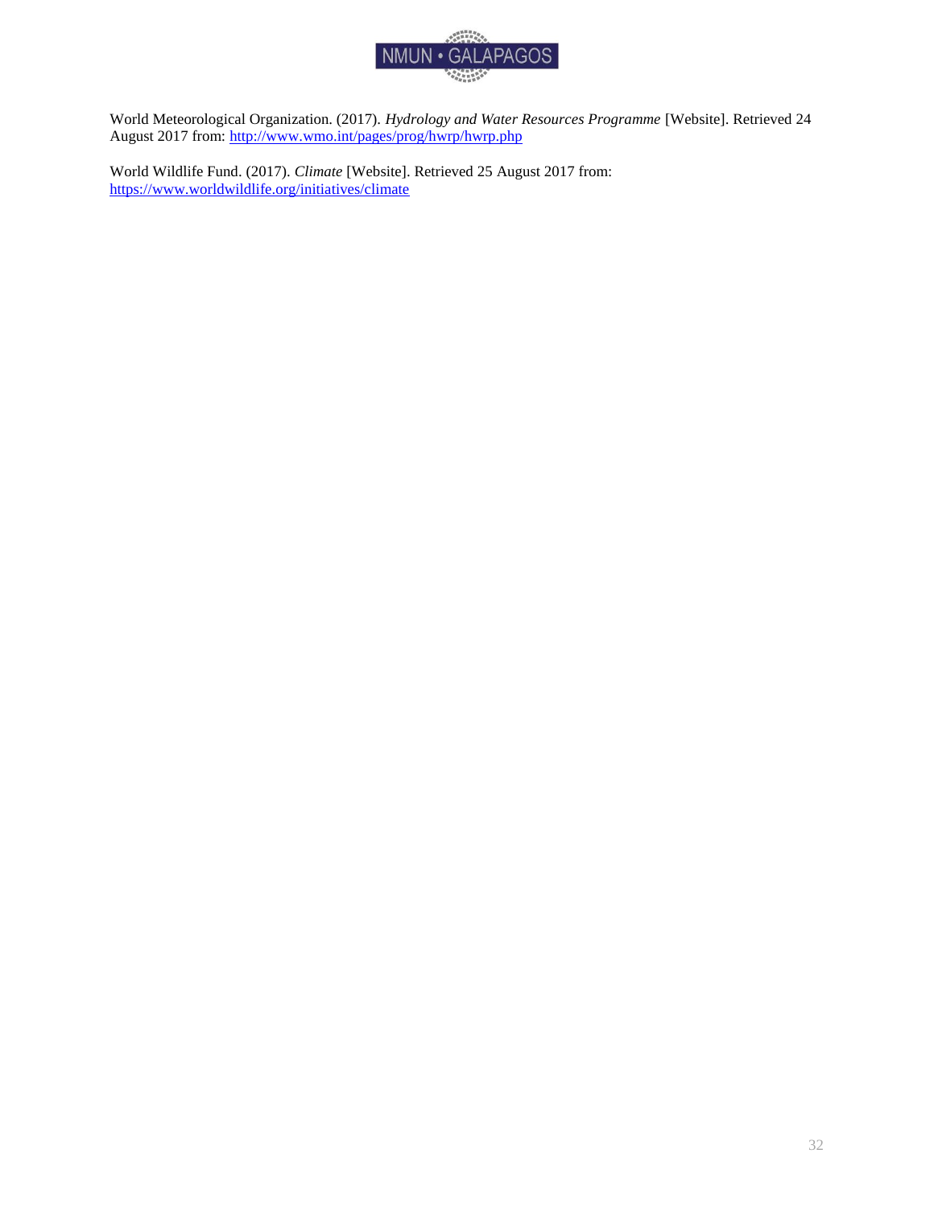World Meteorological Organization. (2017). *Hydrology and Water Resources Programme* [Website]. Retrieved 24 August 2017 from: http://www.wmo.int/pages/prog/hwrp/hwrp.php

World Wildlife Fund. (2017). *Climate* [Website]. Retrieved 25 August 2017 from: https://www.worldwildlife.org/initiatives/climate